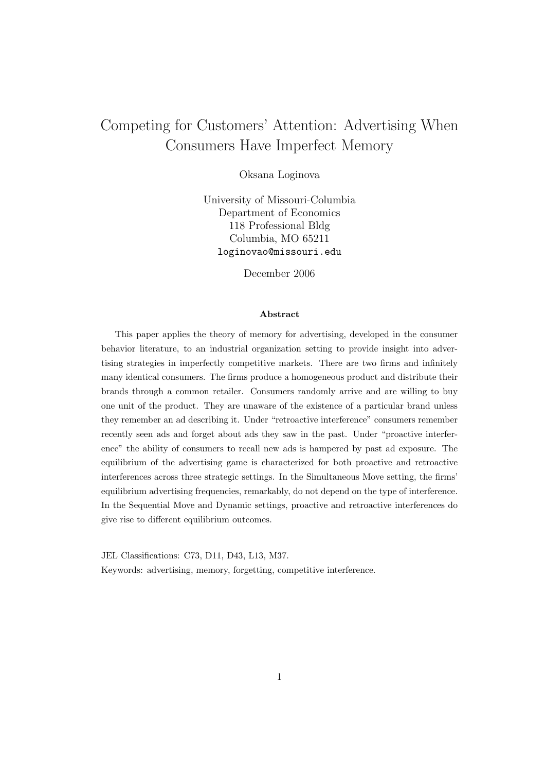# Competing for Customers' Attention: Advertising When Consumers Have Imperfect Memory

Oksana Loginova

University of Missouri-Columbia
Department of Economics
118 Professional Bldg
Columbia, MO 65211
loginovao@missouri.edu

December 2006

### Abstract

This paper applies the theory of memory for advertising, developed in the consumer behavior literature, to an industrial organization setting to provide insight into advertising strategies in imperfectly competitive markets. There are two firms and infinitely many identical consumers. The firms produce a homogeneous product and distribute their brands through a common retailer. Consumers randomly arrive and are willing to buy one unit of the product. They are unaware of the existence of a particular brand unless they remember an ad describing it. Under "retroactive interference" consumers remember recently seen ads and forget about ads they saw in the past. Under "proactive interference" the ability of consumers to recall new ads is hampered by past ad exposure. The equilibrium of the advertising game is characterized for both proactive and retroactive interferences across three strategic settings. In the Simultaneous Move setting, the firms' equilibrium advertising frequencies, remarkably, do not depend on the type of interference. In the Sequential Move and Dynamic settings, proactive and retroactive interferences do give rise to different equilibrium outcomes.

JEL Classifications: C73, D11, D43, L13, M37.
Keywords: advertising, memory, forgetting, competitive interference.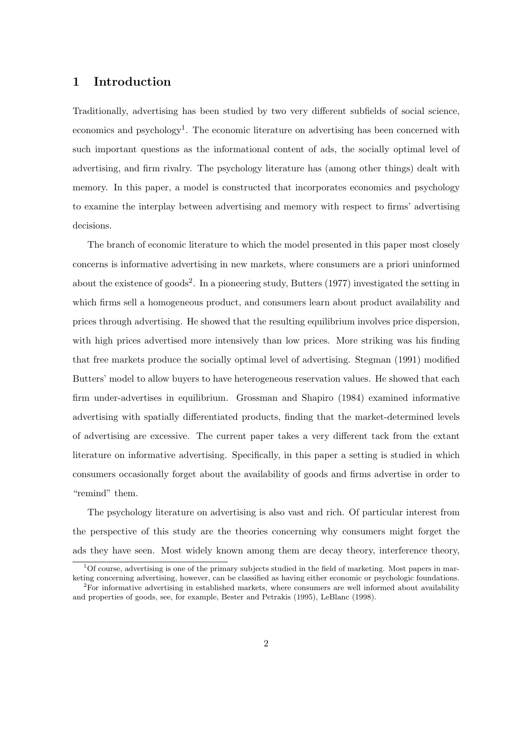## 1 Introduction

Traditionally, advertising has been studied by two very different subfields of social science, economics and psychology[1]. The economic literature on advertising has been concerned with such important questions as the informational content of ads, the socially optimal level of advertising, and firm rivalry. The psychology literature has (among other things) dealt with memory. In this paper, a model is constructed that incorporates economics and psychology to examine the interplay between advertising and memory with respect to firms' advertising decisions.

The branch of economic literature to which the model presented in this paper most closely concerns is informative advertising in new markets, where consumers are a priori uninformed about the existence of goods[2]. In a pioneering study, Butters (1977) investigated the setting in which firms sell a homogeneous product, and consumers learn about product availability and prices through advertising. He showed that the resulting equilibrium involves price dispersion, with high prices advertised more intensively than low prices. More striking was his finding that free markets produce the socially optimal level of advertising. Stegman (1991) modified Butters' model to allow buyers to have heterogeneous reservation values. He showed that each firm under-advertises in equilibrium. Grossman and Shapiro (1984) examined informative advertising with spatially differentiated products, finding that the market-determined levels of advertising are excessive. The current paper takes a very different tack from the extant literature on informative advertising. Specifically, in this paper a setting is studied in which consumers occasionally forget about the availability of goods and firms advertise in order to "remind" them.

The psychology literature on advertising is also vast and rich. Of particular interest from the perspective of this study are the theories concerning why consumers might forget the ads they have seen. Most widely known among them are decay theory, interference theory,

[1] Of course, advertising is one of the primary subjects studied in the field of marketing. Most papers in marketing concerning advertising, however, can be classified as having either economic or psychologic foundations.

[2] For informative advertising in established markets, where consumers are well informed about availability and properties of goods, see, for example, Bester and Petrakis (1995), LeBlanc (1998).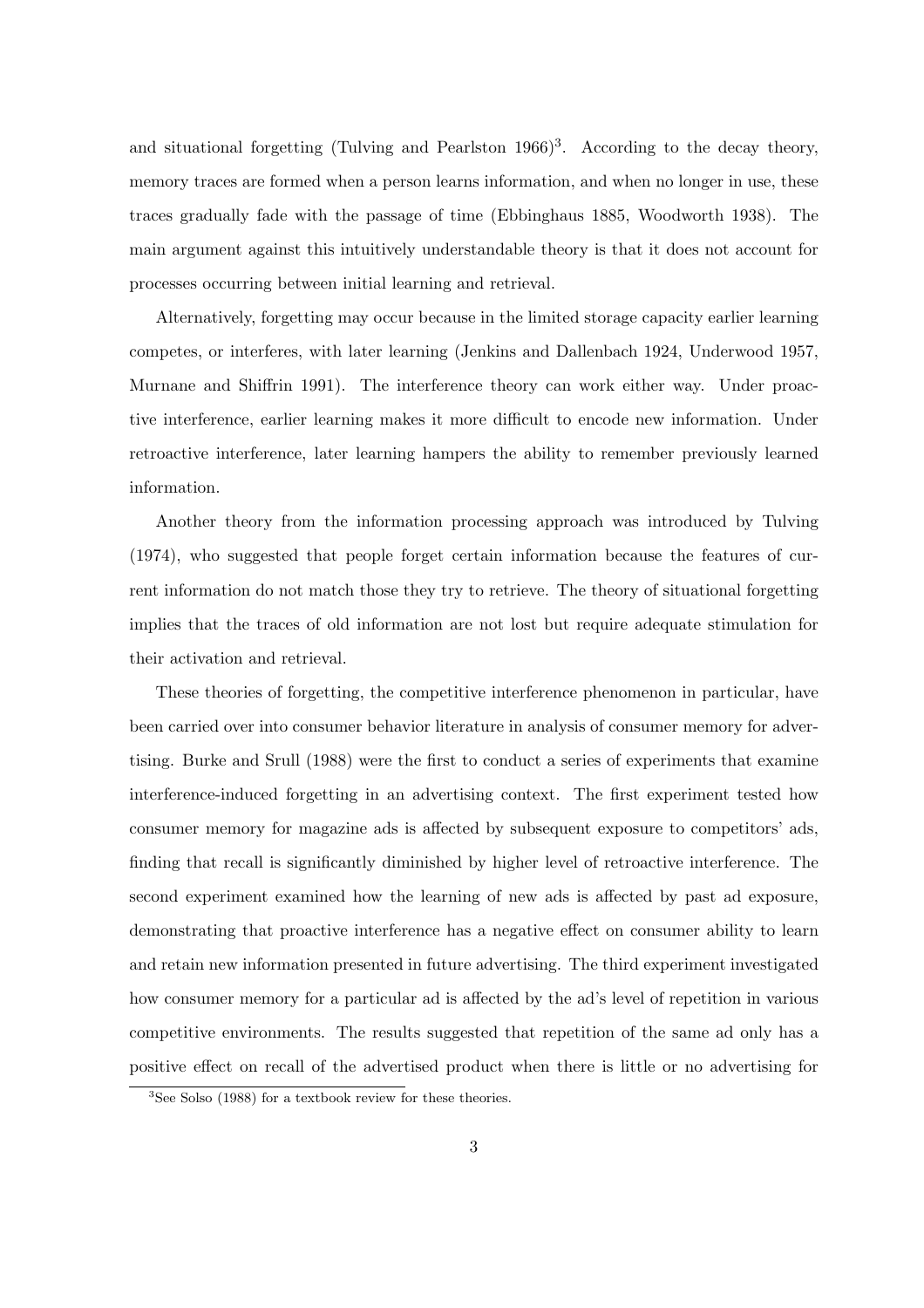and situational forgetting (Tulving and Pearlston 1966)[3]. According to the decay theory, memory traces are formed when a person learns information, and when no longer in use, these traces gradually fade with the passage of time (Ebbinghaus 1885, Woodworth 1938). The main argument against this intuitively understandable theory is that it does not account for processes occurring between initial learning and retrieval.

Alternatively, forgetting may occur because in the limited storage capacity earlier learning competes, or interferes, with later learning (Jenkins and Dallenbach 1924, Underwood 1957, Murnane and Shiffrin 1991). The interference theory can work either way. Under proactive interference, earlier learning makes it more difficult to encode new information. Under retroactive interference, later learning hampers the ability to remember previously learned information.

Another theory from the information processing approach was introduced by Tulving (1974), who suggested that people forget certain information because the features of current information do not match those they try to retrieve. The theory of situational forgetting implies that the traces of old information are not lost but require adequate stimulation for their activation and retrieval.

These theories of forgetting, the competitive interference phenomenon in particular, have been carried over into consumer behavior literature in analysis of consumer memory for advertising. Burke and Srull (1988) were the first to conduct a series of experiments that examine interference-induced forgetting in an advertising context. The first experiment tested how consumer memory for magazine ads is affected by subsequent exposure to competitors' ads, finding that recall is significantly diminished by higher level of retroactive interference. The second experiment examined how the learning of new ads is affected by past ad exposure, demonstrating that proactive interference has a negative effect on consumer ability to learn and retain new information presented in future advertising. The third experiment investigated how consumer memory for a particular ad is affected by the ad's level of repetition in various competitive environments. The results suggested that repetition of the same ad only has a positive effect on recall of the advertised product when there is little or no advertising for

[3] See Solso (1988) for a textbook review for these theories.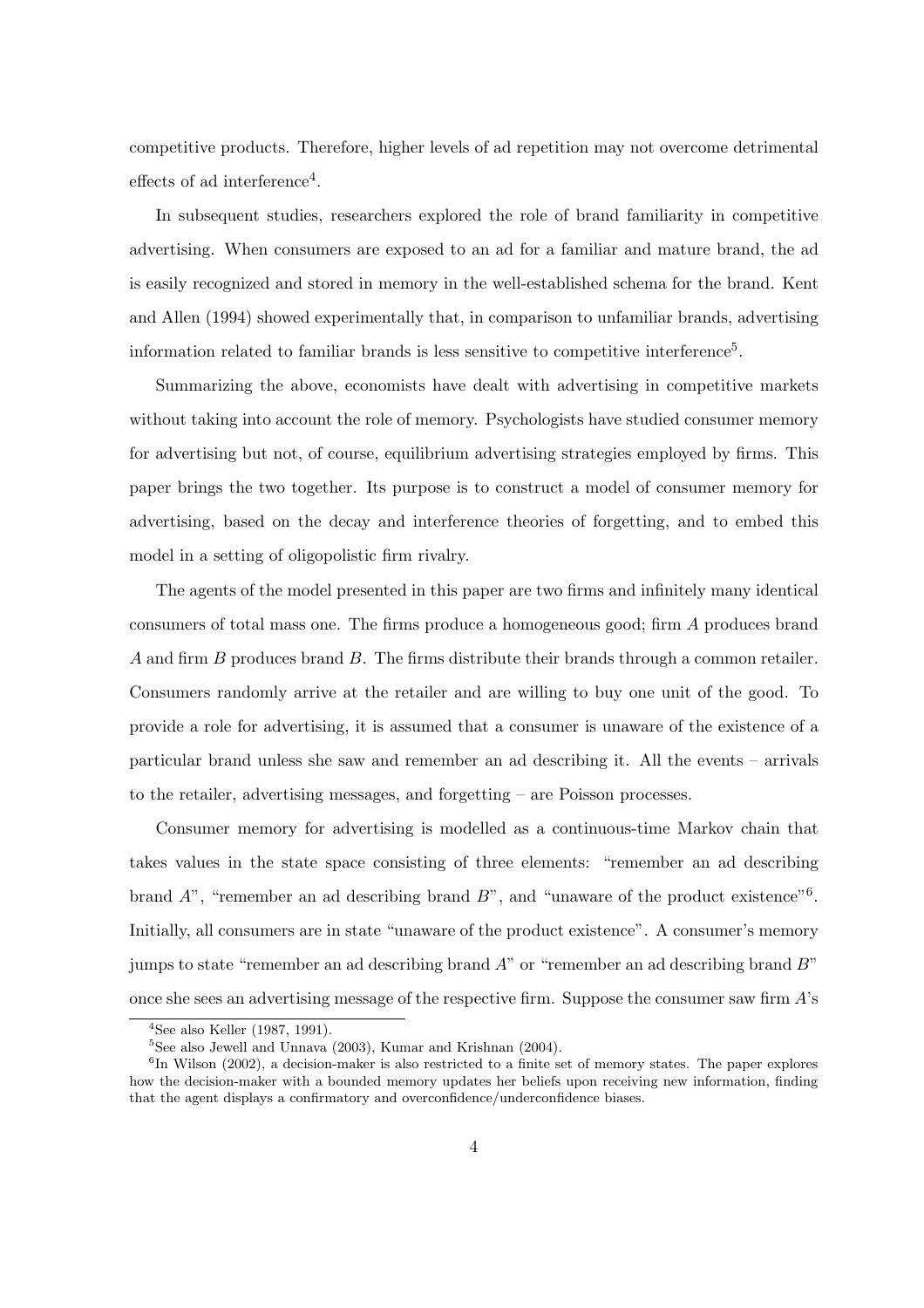competitive products. Therefore, higher levels of ad repetition may not overcome detrimental effects of ad interference[4].

In subsequent studies, researchers explored the role of brand familiarity in competitive advertising. When consumers are exposed to an ad for a familiar and mature brand, the ad is easily recognized and stored in memory in the well-established schema for the brand. Kent and Allen (1994) showed experimentally that, in comparison to unfamiliar brands, advertising information related to familiar brands is less sensitive to competitive interference[5].

Summarizing the above, economists have dealt with advertising in competitive markets without taking into account the role of memory. Psychologists have studied consumer memory for advertising but not, of course, equilibrium advertising strategies employed by firms. This paper brings the two together. Its purpose is to construct a model of consumer memory for advertising, based on the decay and interference theories of forgetting, and to embed this model in a setting of oligopolistic firm rivalry.

The agents of the model presented in this paper are two firms and infinitely many identical consumers of total mass one. The firms produce a homogeneous good; firm $A$ produces brand $A$ and firm $B$ produces brand $B$. The firms distribute their brands through a common retailer. Consumers randomly arrive at the retailer and are willing to buy one unit of the good. To provide a role for advertising, it is assumed that a consumer is unaware of the existence of a particular brand unless she saw and remember an ad describing it. All the events – arrivals to the retailer, advertising messages, and forgetting – are Poisson processes.

Consumer memory for advertising is modelled as a continuous-time Markov chain that takes values in the state space consisting of three elements: "remember an ad describing brand $A$", "remember an ad describing brand $B$", and "unaware of the product existence"[6]. Initially, all consumers are in state "unaware of the product existence". A consumer's memory jumps to state "remember an ad describing brand $A$" or "remember an ad describing brand $B$" once she sees an advertising message of the respective firm. Suppose the consumer saw firm $A$'s

[4] See also Keller (1987, 1991).

[5] See also Jewell and Unnava (2003), Kumar and Krishnan (2004).

[6] In Wilson (2002), a decision-maker is also restricted to a finite set of memory states. The paper explores how the decision-maker with a bounded memory updates her beliefs upon receiving new information, finding that the agent displays a confirmatory and overconfidence/underconfidence biases.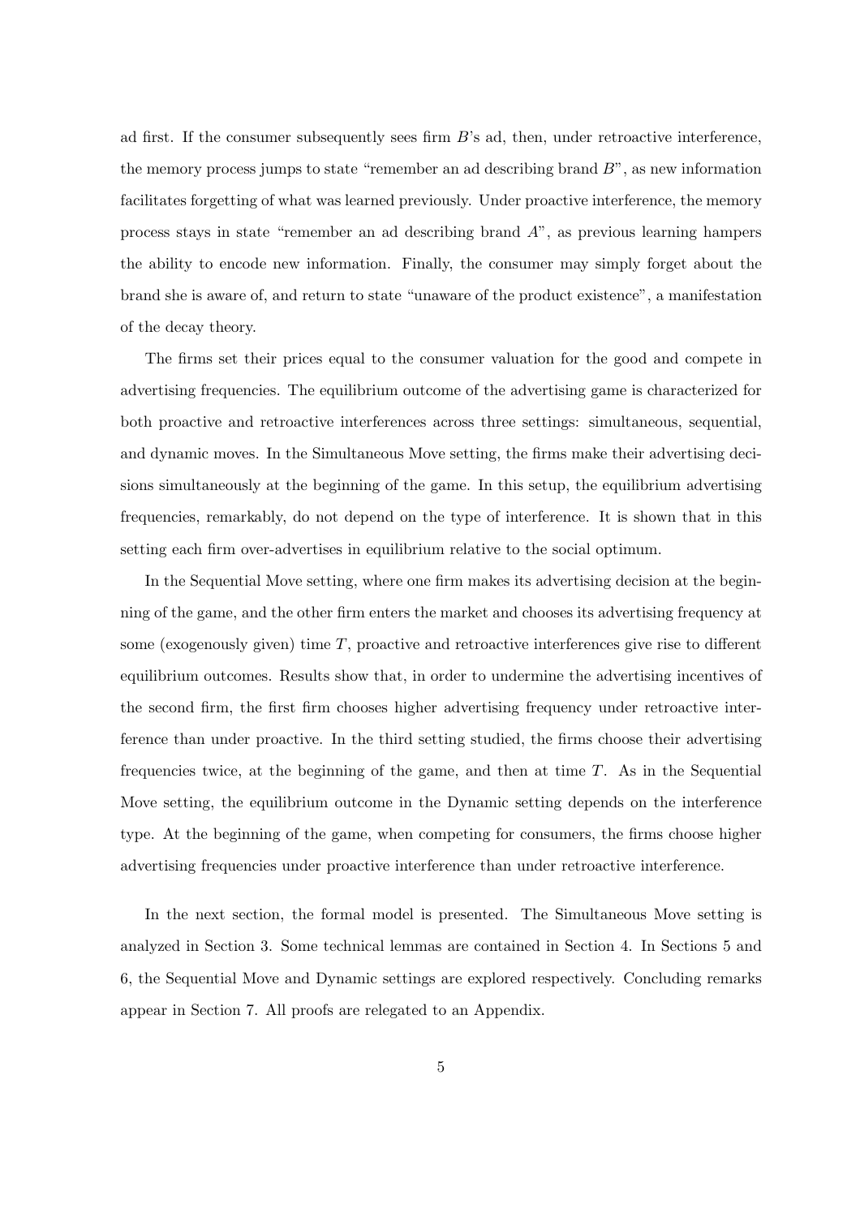ad first. If the consumer subsequently sees firm $B$'s ad, then, under retroactive interference, the memory process jumps to state "remember an ad describing brand $B$", as new information facilitates forgetting of what was learned previously. Under proactive interference, the memory process stays in state "remember an ad describing brand $A$", as previous learning hampers the ability to encode new information. Finally, the consumer may simply forget about the brand she is aware of, and return to state "unaware of the product existence", a manifestation of the decay theory.

The firms set their prices equal to the consumer valuation for the good and compete in advertising frequencies. The equilibrium outcome of the advertising game is characterized for both proactive and retroactive interferences across three settings: simultaneous, sequential, and dynamic moves. In the Simultaneous Move setting, the firms make their advertising decisions simultaneously at the beginning of the game. In this setup, the equilibrium advertising frequencies, remarkably, do not depend on the type of interference. It is shown that in this setting each firm over-advertises in equilibrium relative to the social optimum.

In the Sequential Move setting, where one firm makes its advertising decision at the beginning of the game, and the other firm enters the market and chooses its advertising frequency at some (exogenously given) time $T$, proactive and retroactive interferences give rise to different equilibrium outcomes. Results show that, in order to undermine the advertising incentives of the second firm, the first firm chooses higher advertising frequency under retroactive interference than under proactive. In the third setting studied, the firms choose their advertising frequencies twice, at the beginning of the game, and then at time $T$. As in the Sequential Move setting, the equilibrium outcome in the Dynamic setting depends on the interference type. At the beginning of the game, when competing for consumers, the firms choose higher advertising frequencies under proactive interference than under retroactive interference.

In the next section, the formal model is presented. The Simultaneous Move setting is analyzed in Section 3. Some technical lemmas are contained in Section 4. In Sections 5 and 6, the Sequential Move and Dynamic settings are explored respectively. Concluding remarks appear in Section 7. All proofs are relegated to an Appendix.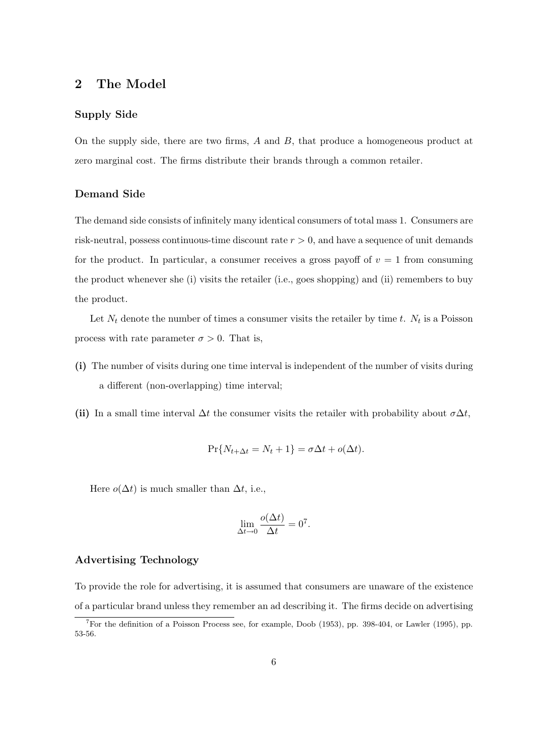## 2 The Model

### Supply Side

On the supply side, there are two firms, $A$ and $B$, that produce a homogeneous product at zero marginal cost. The firms distribute their brands through a common retailer.

### Demand Side

The demand side consists of infinitely many identical consumers of total mass 1. Consumers are risk-neutral, possess continuous-time discount rate $r > 0$, and have a sequence of unit demands for the product. In particular, a consumer receives a gross payoff of $v = 1$ from consuming the product whenever she (i) visits the retailer (i.e., goes shopping) and (ii) remembers to buy the product.

Let $N_t$ denote the number of times a consumer visits the retailer by time $t$. $N_t$ is a Poisson process with rate parameter $\sigma > 0$. That is,

**(i)** The number of visits during one time interval is independent of the number of visits during a different (non-overlapping) time interval;

**(ii)** In a small time interval $\Delta t$ the consumer visits the retailer with probability about $\sigma \Delta t$,

$$\Pr\{N_{t+\Delta t} = N_t + 1\} = \sigma \Delta t + o(\Delta t).$$

Here $o(\Delta t)$ is much smaller than $\Delta t$, i.e.,

$$\lim_{\Delta t \to 0} \frac{o(\Delta t)}{\Delta t} = 0$$[7].

### Advertising Technology

To provide the role for advertising, it is assumed that consumers are unaware of the existence of a particular brand unless they remember an ad describing it. The firms decide on advertising

[7] For the definition of a Poisson Process see, for example, Doob (1953), pp. 398-404, or Lawler (1995), pp. 53-56.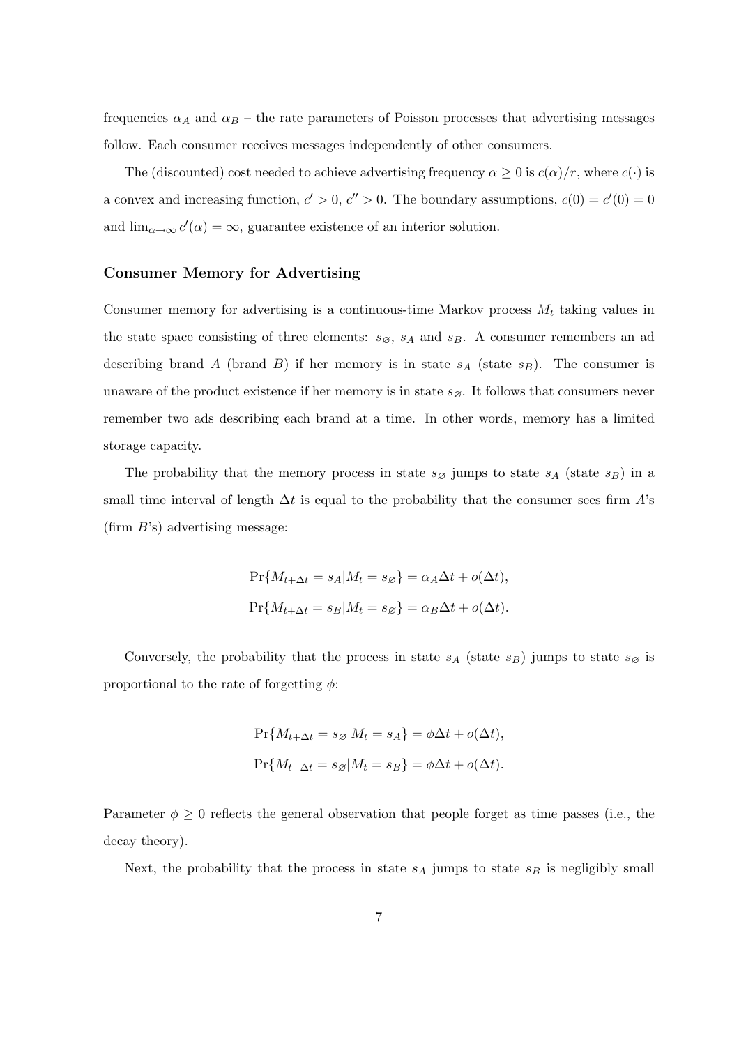frequencies $\alpha_A$ and $\alpha_B$ – the rate parameters of Poisson processes that advertising messages follow. Each consumer receives messages independently of other consumers.

The (discounted) cost needed to achieve advertising frequency $\alpha \geq 0$ is $c(\alpha)/r$, where $c(\cdot)$ is a convex and increasing function, $c' > 0$, $c'' > 0$. The boundary assumptions, $c(0) = c'(0) = 0$ and $\lim_{\alpha \to \infty} c'(\alpha) = \infty$, guarantee existence of an interior solution.

### Consumer Memory for Advertising

Consumer memory for advertising is a continuous-time Markov process $M_t$ taking values in the state space consisting of three elements: $s_\varnothing$, $s_A$ and $s_B$. A consumer remembers an ad describing brand $A$ (brand $B$) if her memory is in state $s_A$ (state $s_B$). The consumer is unaware of the product existence if her memory is in state $s_\varnothing$. It follows that consumers never remember two ads describing each brand at a time. In other words, memory has a limited storage capacity.

The probability that the memory process in state $s_\varnothing$ jumps to state $s_A$ (state $s_B$) in a small time interval of length $\Delta t$ is equal to the probability that the consumer sees firm $A$'s (firm $B$'s) advertising message:

$$\Pr\{M_{t+\Delta t} = s_A | M_t = s_\varnothing\} = \alpha_A \Delta t + o(\Delta t),$$

$$\Pr\{M_{t+\Delta t} = s_B | M_t = s_\varnothing\} = \alpha_B \Delta t + o(\Delta t).$$

Conversely, the probability that the process in state $s_A$ (state $s_B$) jumps to state $s_\varnothing$ is proportional to the rate of forgetting $\phi$:

$$\Pr\{M_{t+\Delta t} = s_\varnothing | M_t = s_A\} = \phi \Delta t + o(\Delta t),$$

$$\Pr\{M_{t+\Delta t} = s_\varnothing | M_t = s_B\} = \phi \Delta t + o(\Delta t).$$

Parameter $\phi \geq 0$ reflects the general observation that people forget as time passes (i.e., the decay theory).

Next, the probability that the process in state $s_A$ jumps to state $s_B$ is negligibly small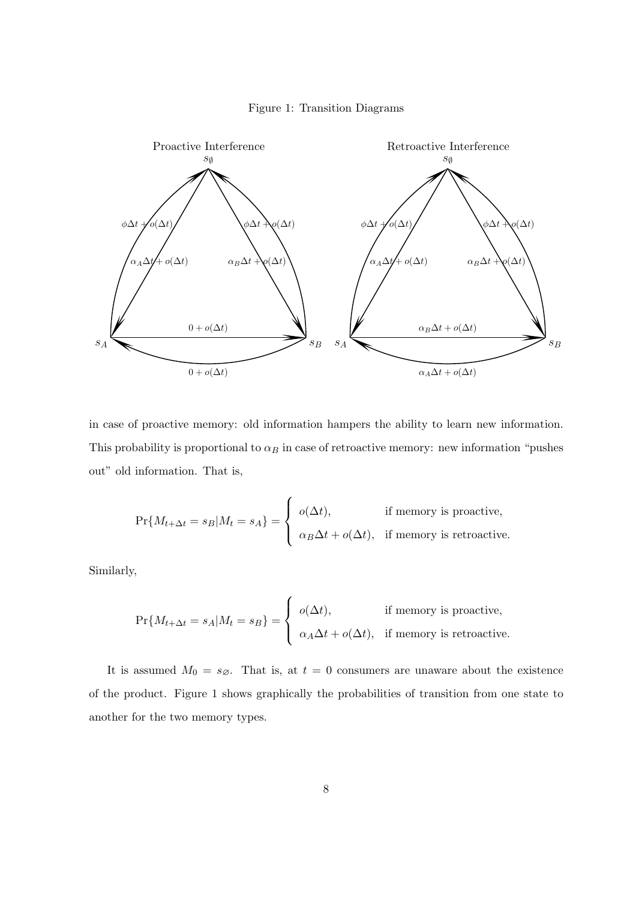Figure 1: Transition Diagrams

in case of proactive memory: old information hampers the ability to learn new information. This probability is proportional to $\alpha_B$ in case of retroactive memory: new information "pushes out" old information. That is,

$$\Pr\{M_{t+\Delta t} = s_B | M_t = s_A\} = \begin{cases} o(\Delta t), & \text{if memory is proactive,} \\ \alpha_B \Delta t + o(\Delta t), & \text{if memory is retroactive.} \end{cases}$$

Similarly,

$$\Pr\{M_{t+\Delta t} = s_A | M_t = s_B\} = \begin{cases} o(\Delta t), & \text{if memory is proactive,} \\ \alpha_A \Delta t + o(\Delta t), & \text{if memory is retroactive.} \end{cases}$$

It is assumed $M_0 = s_\varnothing$. That is, at $t = 0$ consumers are unaware about the existence of the product. Figure 1 shows graphically the probabilities of transition from one state to another for the two memory types.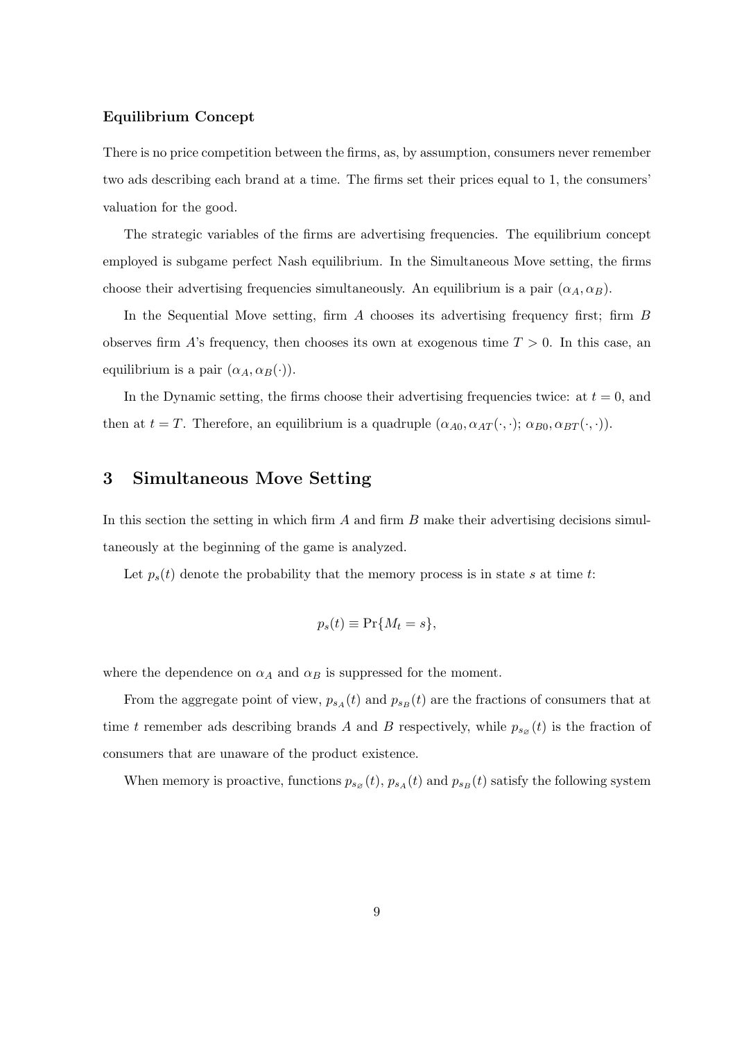**Equilibrium Concept**

There is no price competition between the firms, as, by assumption, consumers never remember two ads describing each brand at a time. The firms set their prices equal to 1, the consumers' valuation for the good.

The strategic variables of the firms are advertising frequencies. The equilibrium concept employed is subgame perfect Nash equilibrium. In the Simultaneous Move setting, the firms choose their advertising frequencies simultaneously. An equilibrium is a pair $(\alpha_A, \alpha_B)$.

In the Sequential Move setting, firm $A$ chooses its advertising frequency first; firm $B$ observes firm $A$'s frequency, then chooses its own at exogenous time $T > 0$. In this case, an equilibrium is a pair $(\alpha_A, \alpha_B(\cdot))$.

In the Dynamic setting, the firms choose their advertising frequencies twice: at $t = 0$, and then at $t = T$. Therefore, an equilibrium is a quadruple $(\alpha_{A0}, \alpha_{AT}(\cdot, \cdot); \alpha_{B0}, \alpha_{BT}(\cdot, \cdot))$.

## 3 Simultaneous Move Setting

In this section the setting in which firm $A$ and firm $B$ make their advertising decisions simultaneously at the beginning of the game is analyzed.

Let $p_s(t)$ denote the probability that the memory process is in state $s$ at time $t$:

$$p_s(t) \equiv \Pr\{M_t = s\},$$

where the dependence on $\alpha_A$ and $\alpha_B$ is suppressed for the moment.

From the aggregate point of view, $p_{s_A}(t)$ and $p_{s_B}(t)$ are the fractions of consumers that at time $t$ remember ads describing brands $A$ and $B$ respectively, while $p_{s_\varnothing}(t)$ is the fraction of consumers that are unaware of the product existence.

When memory is proactive, functions $p_{s_\varnothing}(t)$, $p_{s_A}(t)$ and $p_{s_B}(t)$ satisfy the following system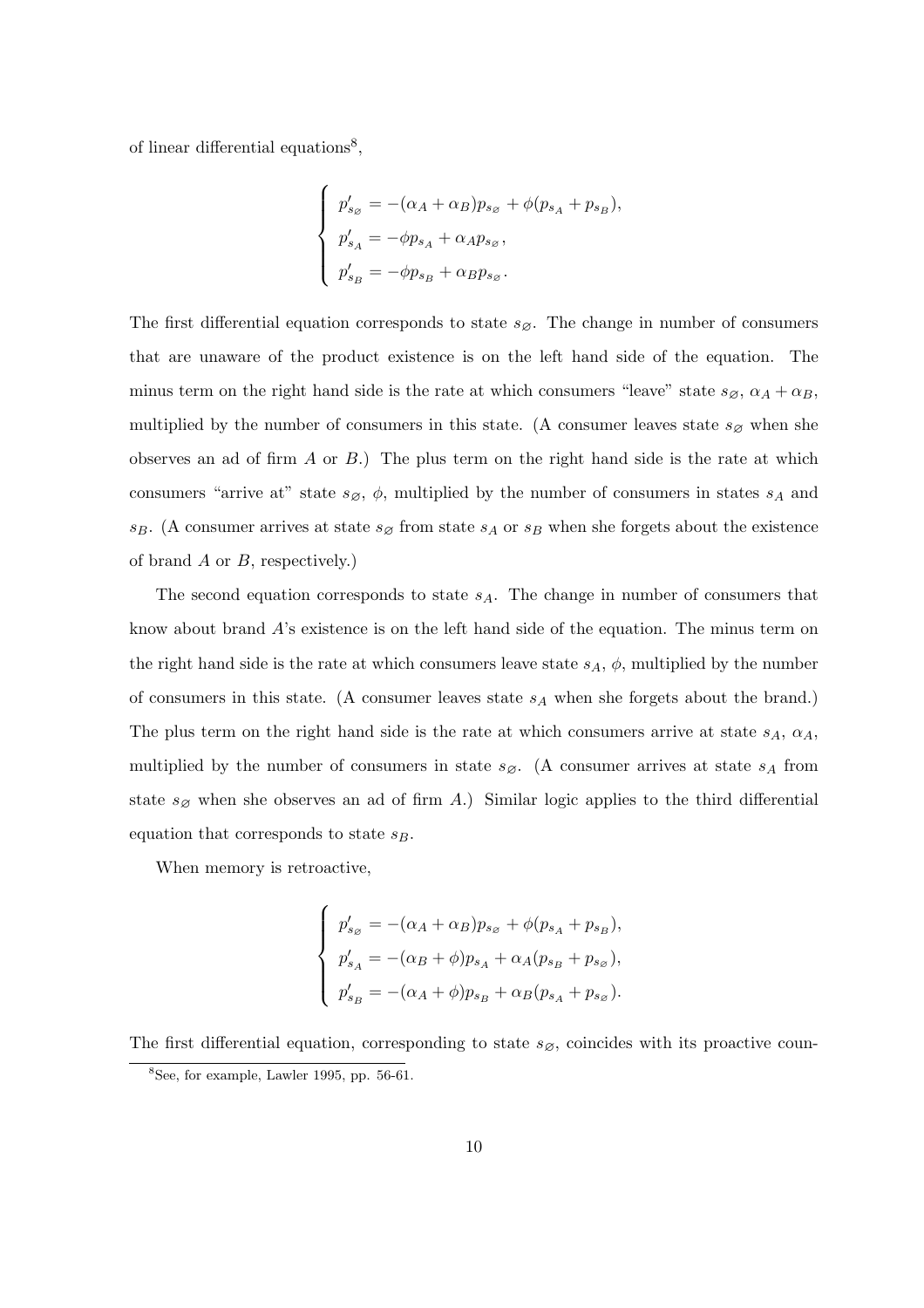of linear differential equations[8],

$$
\begin{cases}
p'_{s_\varnothing} = -(\alpha_A + \alpha_B)p_{s_\varnothing} + \phi(p_{s_A} + p_{s_B}), \\
p'_{s_A} = -\phi p_{s_A} + \alpha_A p_{s_\varnothing}, \\
p'_{s_B} = -\phi p_{s_B} + \alpha_B p_{s_\varnothing}.
\end{cases}
$$

The first differential equation corresponds to state $s_\varnothing$. The change in number of consumers that are unaware of the product existence is on the left hand side of the equation. The minus term on the right hand side is the rate at which consumers "leave" state $s_\varnothing$, $\alpha_A + \alpha_B$, multiplied by the number of consumers in this state. (A consumer leaves state $s_\varnothing$ when she observes an ad of firm $A$ or $B$.) The plus term on the right hand side is the rate at which consumers "arrive at" state $s_\varnothing$, $\phi$, multiplied by the number of consumers in states $s_A$ and $s_B$. (A consumer arrives at state $s_\varnothing$ from state $s_A$ or $s_B$ when she forgets about the existence of brand $A$ or $B$, respectively.)

The second equation corresponds to state $s_A$. The change in number of consumers that know about brand $A$'s existence is on the left hand side of the equation. The minus term on the right hand side is the rate at which consumers leave state $s_A$, $\phi$, multiplied by the number of consumers in this state. (A consumer leaves state $s_A$ when she forgets about the brand.) The plus term on the right hand side is the rate at which consumers arrive at state $s_A$, $\alpha_A$, multiplied by the number of consumers in state $s_\varnothing$. (A consumer arrives at state $s_A$ from state $s_\varnothing$ when she observes an ad of firm $A$.) Similar logic applies to the third differential equation that corresponds to state $s_B$.

When memory is retroactive,

$$
\begin{cases}
p'_{s_\varnothing} = -(\alpha_A + \alpha_B)p_{s_\varnothing} + \phi(p_{s_A} + p_{s_B}), \\
p'_{s_A} = -(\alpha_B + \phi)p_{s_A} + \alpha_A(p_{s_B} + p_{s_\varnothing}), \\
p'_{s_B} = -(\alpha_A + \phi)p_{s_B} + \alpha_B(p_{s_A} + p_{s_\varnothing}).
\end{cases}
$$

The first differential equation, corresponding to state $s_\varnothing$, coincides with its proactive coun-

[8] See, for example, Lawler 1995, pp. 56-61.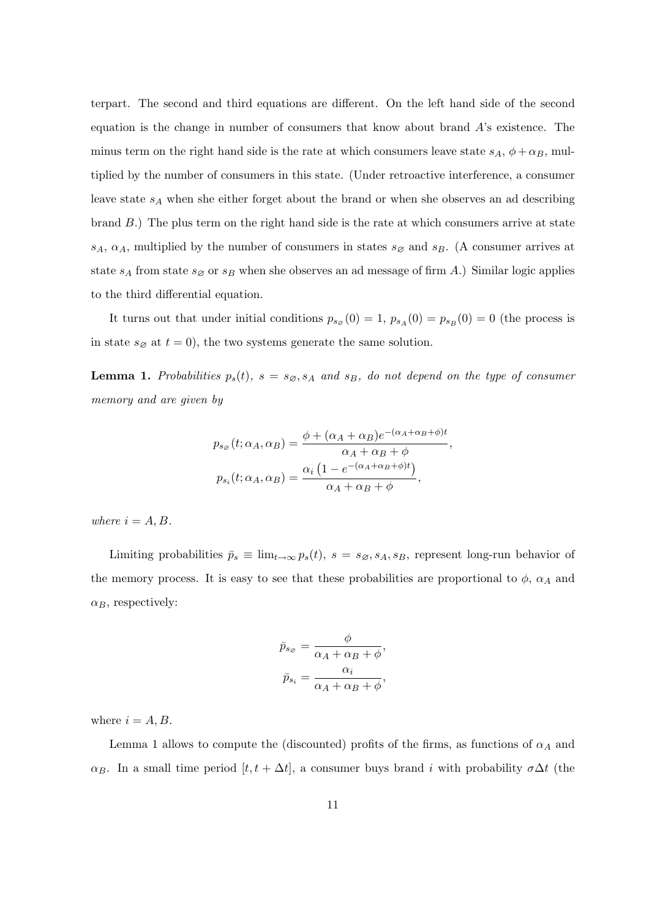terpart. The second and third equations are different. On the left hand side of the second equation is the change in number of consumers that know about brand $A$'s existence. The minus term on the right hand side is the rate at which consumers leave state $s_A$, $\phi + \alpha_B$, multiplied by the number of consumers in this state. (Under retroactive interference, a consumer leave state $s_A$ when she either forget about the brand or when she observes an ad describing brand $B$.) The plus term on the right hand side is the rate at which consumers arrive at state $s_A$, $\alpha_A$, multiplied by the number of consumers in states $s_\varnothing$ and $s_B$. (A consumer arrives at state $s_A$ from state $s_\varnothing$ or $s_B$ when she observes an ad message of firm $A$.) Similar logic applies to the third differential equation.

It turns out that under initial conditions $p_{s_\varnothing}(0) = 1$, $p_{s_A}(0) = p_{s_B}(0) = 0$ (the process is in state $s_\varnothing$ at $t = 0$), the two systems generate the same solution.

**Lemma 1.** *Probabilities $p_s(t)$, $s = s_\varnothing, s_A$ and $s_B$, do not depend on the type of consumer memory and are given by*

$$
p_{s_\varnothing}(t; \alpha_A, \alpha_B) = \frac{\phi + (\alpha_A + \alpha_B)e^{-(\alpha_A+\alpha_B+\phi)t}}{\alpha_A + \alpha_B + \phi},
$$

$$
p_{s_i}(t; \alpha_A, \alpha_B) = \frac{\alpha_i \left(1 - e^{-(\alpha_A+\alpha_B+\phi)t}\right)}{\alpha_A + \alpha_B + \phi},
$$

*where $i = A, B$.*

Limiting probabilities $\bar{p}_s \equiv \lim_{t\to\infty} p_s(t)$, $s = s_\varnothing, s_A, s_B$, represent long-run behavior of the memory process. It is easy to see that these probabilities are proportional to $\phi$, $\alpha_A$ and $\alpha_B$, respectively:

$$
\bar{p}_{s_\varnothing} = \frac{\phi}{\alpha_A + \alpha_B + \phi},
$$

$$
\bar{p}_{s_i} = \frac{\alpha_i}{\alpha_A + \alpha_B + \phi},
$$

where $i = A, B$.

Lemma 1 allows to compute the (discounted) profits of the firms, as functions of $\alpha_A$ and $\alpha_B$. In a small time period $[t, t + \Delta t]$, a consumer buys brand $i$ with probability $\sigma \Delta t$ (the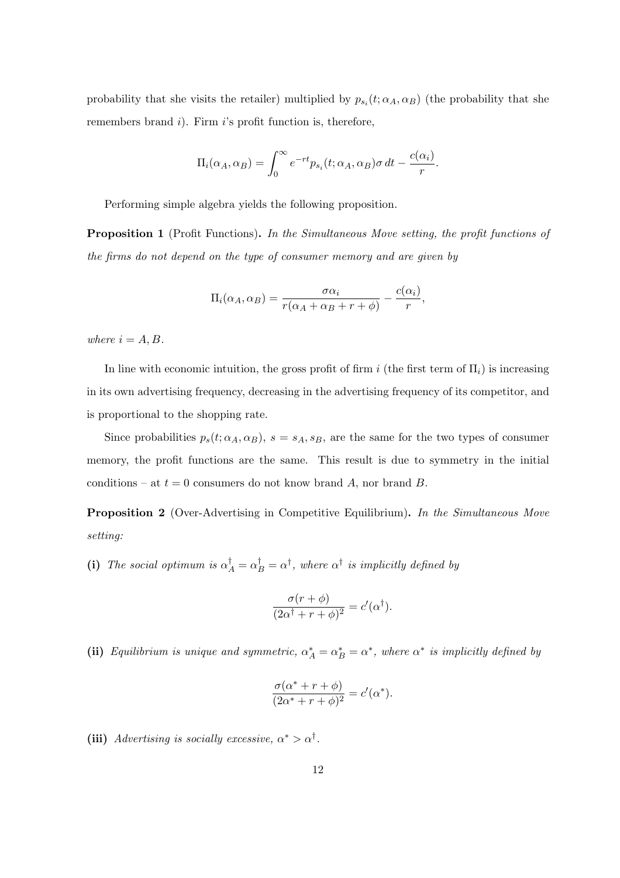probability that she visits the retailer) multiplied by $p_{s_i}(t; \alpha_A, \alpha_B)$ (the probability that she remembers brand $i$). Firm $i$'s profit function is, therefore,

$$\Pi_i(\alpha_A, \alpha_B) = \int_0^\infty e^{-rt} p_{s_i}(t; \alpha_A, \alpha_B)\sigma \, dt - \frac{c(\alpha_i)}{r}.$$

Performing simple algebra yields the following proposition.

**Proposition 1** (Profit Functions)**.** *In the Simultaneous Move setting, the profit functions of the firms do not depend on the type of consumer memory and are given by*

$$\Pi_i(\alpha_A, \alpha_B) = \frac{\sigma \alpha_i}{r(\alpha_A + \alpha_B + r + \phi)} - \frac{c(\alpha_i)}{r},$$

*where* $i = A, B$.

In line with economic intuition, the gross profit of firm $i$ (the first term of $\Pi_i$) is increasing in its own advertising frequency, decreasing in the advertising frequency of its competitor, and is proportional to the shopping rate.

Since probabilities $p_s(t; \alpha_A, \alpha_B)$, $s = s_A, s_B$, are the same for the two types of consumer memory, the profit functions are the same. This result is due to symmetry in the initial conditions – at $t = 0$ consumers do not know brand $A$, nor brand $B$.

**Proposition 2** (Over-Advertising in Competitive Equilibrium)**.** *In the Simultaneous Move setting:*

**(i)** *The social optimum is* $\alpha_A^\dagger = \alpha_B^\dagger = \alpha^\dagger$, *where* $\alpha^\dagger$ *is implicitly defined by*

$$\frac{\sigma(r + \phi)}{(2\alpha^\dagger + r + \phi)^2} = c'(\alpha^\dagger).$$

**(ii)** *Equilibrium is unique and symmetric,* $\alpha_A^* = \alpha_B^* = \alpha^*$, *where* $\alpha^*$ *is implicitly defined by*

$$\frac{\sigma(\alpha^* + r + \phi)}{(2\alpha^* + r + \phi)^2} = c'(\alpha^*).$$

**(iii)** *Advertising is socially excessive,* $\alpha^* > \alpha^\dagger$.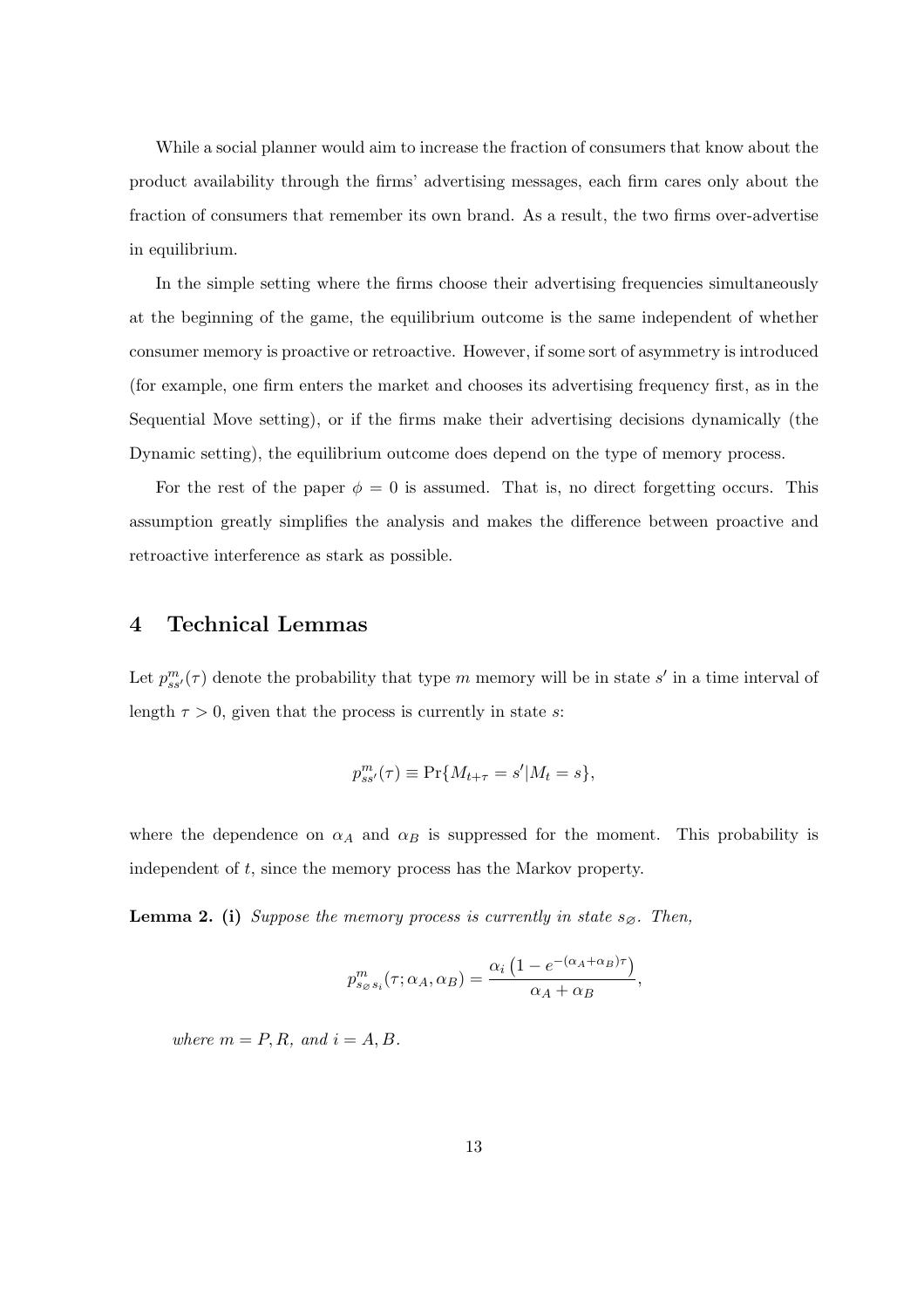While a social planner would aim to increase the fraction of consumers that know about the product availability through the firms' advertising messages, each firm cares only about the fraction of consumers that remember its own brand. As a result, the two firms over-advertise in equilibrium.

In the simple setting where the firms choose their advertising frequencies simultaneously at the beginning of the game, the equilibrium outcome is the same independent of whether consumer memory is proactive or retroactive. However, if some sort of asymmetry is introduced (for example, one firm enters the market and chooses its advertising frequency first, as in the Sequential Move setting), or if the firms make their advertising decisions dynamically (the Dynamic setting), the equilibrium outcome does depend on the type of memory process.

For the rest of the paper $\phi = 0$ is assumed. That is, no direct forgetting occurs. This assumption greatly simplifies the analysis and makes the difference between proactive and retroactive interference as stark as possible.

## 4 Technical Lemmas

Let $p^m_{ss'}(\tau)$ denote the probability that type $m$ memory will be in state $s'$ in a time interval of length $\tau > 0$, given that the process is currently in state $s$:

$$p^m_{ss'}(\tau) \equiv \Pr\{M_{t+\tau} = s' | M_t = s\},$$

where the dependence on $\alpha_A$ and $\alpha_B$ is suppressed for the moment. This probability is independent of $t$, since the memory process has the Markov property.

**Lemma 2.** **(i)** *Suppose the memory process is currently in state $s_\varnothing$. Then,*

$$p^m_{s_\varnothing s_i}(\tau; \alpha_A, \alpha_B) = \frac{\alpha_i \left(1 - e^{-(\alpha_A + \alpha_B)\tau}\right)}{\alpha_A + \alpha_B},$$

*where $m = P, R,$ and $i = A, B$.*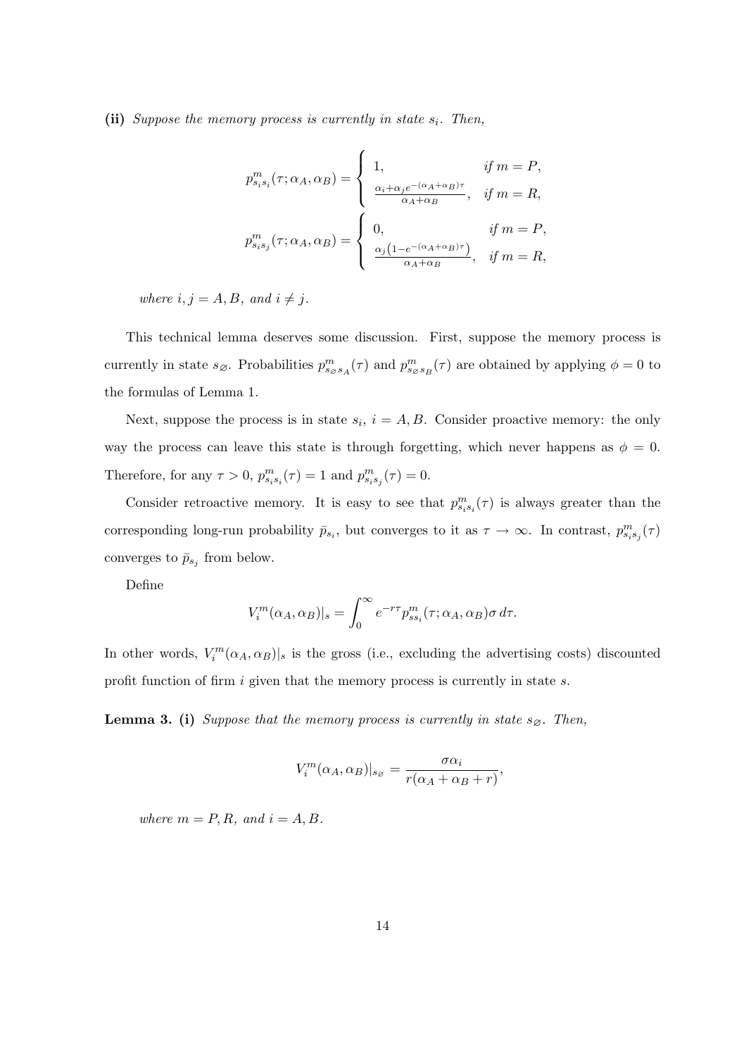**(ii)** *Suppose the memory process is currently in state $s_i$. Then,*

$$p^m_{s_i s_i}(\tau;\alpha_A,\alpha_B) = \begin{cases} 1, & \text{if } m = P, \\ \frac{\alpha_i + \alpha_j e^{-(\alpha_A+\alpha_B)\tau}}{\alpha_A+\alpha_B}, & \text{if } m = R, \end{cases}$$

$$p^m_{s_i s_j}(\tau;\alpha_A,\alpha_B) = \begin{cases} 0, & \text{if } m = P, \\ \frac{\alpha_j\left(1 - e^{-(\alpha_A+\alpha_B)\tau}\right)}{\alpha_A+\alpha_B}, & \text{if } m = R, \end{cases}$$

*where $i, j = A, B$, and $i \neq j$.*

This technical lemma deserves some discussion. First, suppose the memory process is currently in state $s_\varnothing$. Probabilities $p^m_{s_\varnothing s_A}(\tau)$ and $p^m_{s_\varnothing s_B}(\tau)$ are obtained by applying $\phi = 0$ to the formulas of Lemma 1.

Next, suppose the process is in state $s_i$, $i = A, B$. Consider proactive memory: the only way the process can leave this state is through forgetting, which never happens as $\phi = 0$. Therefore, for any $\tau > 0$, $p^m_{s_i s_i}(\tau) = 1$ and $p^m_{s_i s_j}(\tau) = 0$.

Consider retroactive memory. It is easy to see that $p^m_{s_i s_i}(\tau)$ is always greater than the corresponding long-run probability $\bar{p}_{s_i}$, but converges to it as $\tau \to \infty$. In contrast, $p^m_{s_i s_j}(\tau)$ converges to $\bar{p}_{s_j}$ from below.

Define

$$V^m_i(\alpha_A,\alpha_B)|_s = \int_0^\infty e^{-r\tau} p^m_{s s_i}(\tau;\alpha_A,\alpha_B)\sigma \, d\tau.$$

In other words, $V^m_i(\alpha_A,\alpha_B)|_s$ is the gross (i.e., excluding the advertising costs) discounted profit function of firm $i$ given that the memory process is currently in state $s$.

**Lemma 3. (i)** *Suppose that the memory process is currently in state $s_\varnothing$. Then,*

$$V^m_i(\alpha_A,\alpha_B)|_{s_\varnothing} = \frac{\sigma\alpha_i}{r(\alpha_A+\alpha_B+r)},$$

*where $m = P, R$, and $i = A, B$.*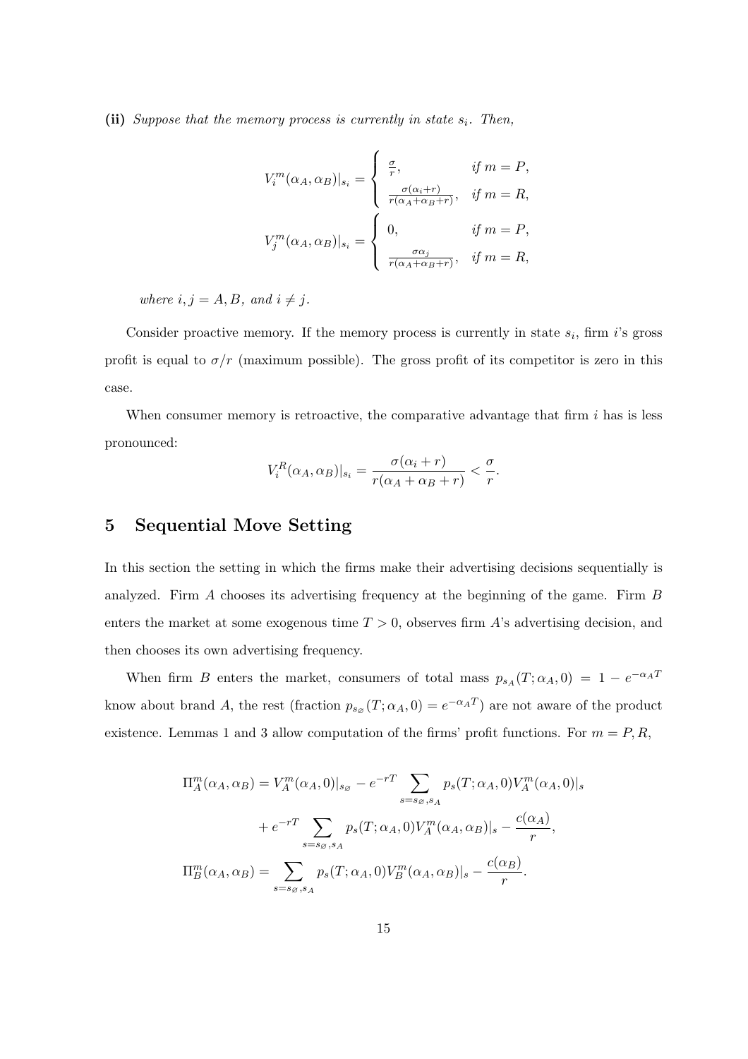**(ii)** *Suppose that the memory process is currently in state $s_i$. Then,*

$$V_i^m(\alpha_A, \alpha_B)|_{s_i} = \begin{cases} \frac{\sigma}{r}, & \text{if } m = P, \\ \frac{\sigma(\alpha_i + r)}{r(\alpha_A + \alpha_B + r)}, & \text{if } m = R, \end{cases}$$

$$V_j^m(\alpha_A, \alpha_B)|_{s_i} = \begin{cases} 0, & \text{if } m = P, \\ \frac{\sigma \alpha_j}{r(\alpha_A + \alpha_B + r)}, & \text{if } m = R, \end{cases}$$

*where $i, j = A, B$, and $i \neq j$.*

Consider proactive memory. If the memory process is currently in state $s_i$, firm $i$'s gross profit is equal to $\sigma/r$ (maximum possible). The gross profit of its competitor is zero in this case.

When consumer memory is retroactive, the comparative advantage that firm $i$ has is less pronounced:

$$V_i^R(\alpha_A, \alpha_B)|_{s_i} = \frac{\sigma(\alpha_i + r)}{r(\alpha_A + \alpha_B + r)} < \frac{\sigma}{r}.$$

# 5 Sequential Move Setting

In this section the setting in which the firms make their advertising decisions sequentially is analyzed. Firm $A$ chooses its advertising frequency at the beginning of the game. Firm $B$ enters the market at some exogenous time $T > 0$, observes firm $A$'s advertising decision, and then chooses its own advertising frequency.

When firm $B$ enters the market, consumers of total mass $p_{s_A}(T; \alpha_A, 0) = 1 - e^{-\alpha_A T}$ know about brand $A$, the rest (fraction $p_{s_\varnothing}(T; \alpha_A, 0) = e^{-\alpha_A T}$) are not aware of the product existence. Lemmas 1 and 3 allow computation of the firms' profit functions. For $m = P, R$,

$$\Pi_A^m(\alpha_A, \alpha_B) = V_A^m(\alpha_A, 0)|_{s_\varnothing} - e^{-rT} \sum_{s = s_\varnothing, s_A} p_s(T; \alpha_A, 0) V_A^m(\alpha_A, 0)|_s$$

$$+ e^{-rT} \sum_{s = s_\varnothing, s_A} p_s(T; \alpha_A, 0) V_A^m(\alpha_A, \alpha_B)|_s - \frac{c(\alpha_A)}{r},$$

$$\Pi_B^m(\alpha_A, \alpha_B) = \sum_{s = s_\varnothing, s_A} p_s(T; \alpha_A, 0) V_B^m(\alpha_A, \alpha_B)|_s - \frac{c(\alpha_B)}{r}.$$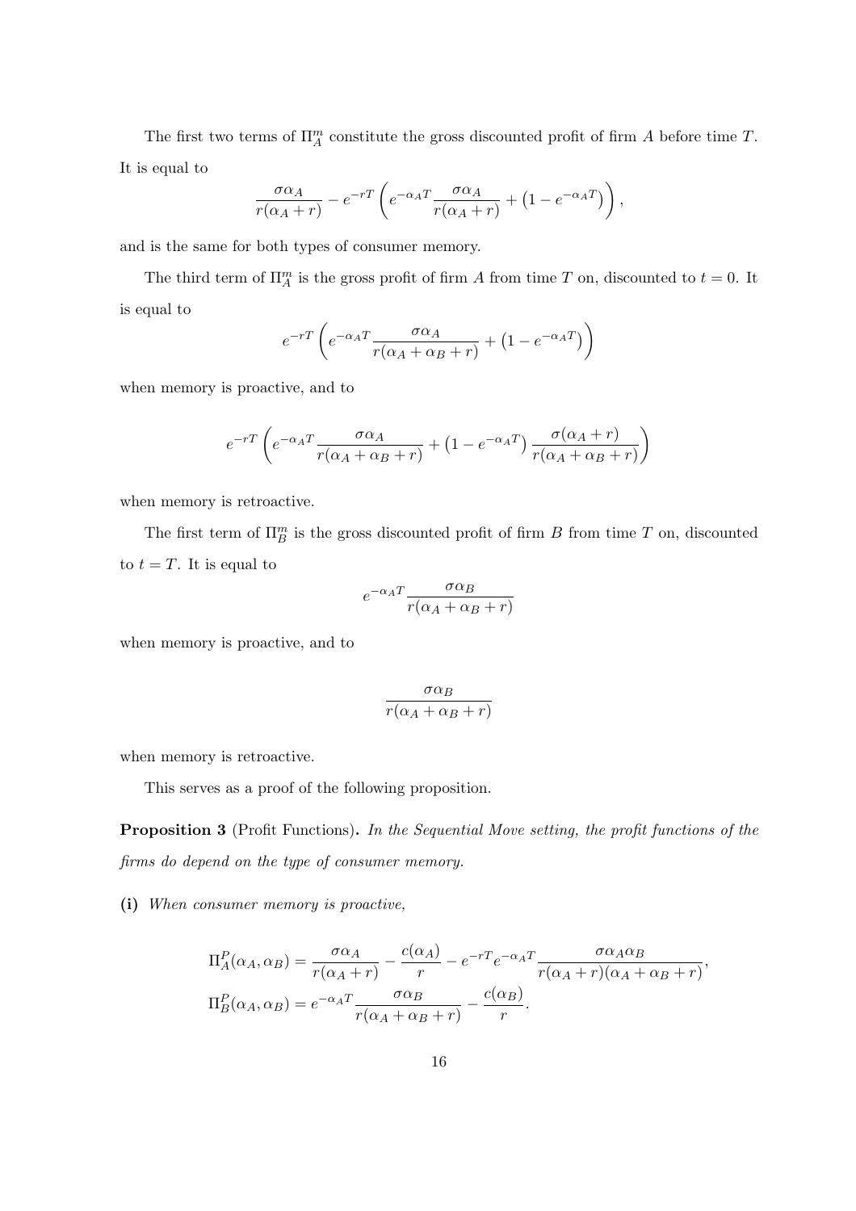The first two terms of $\Pi_A^m$ constitute the gross discounted profit of firm $A$ before time $T$. It is equal to

$$\frac{\sigma\alpha_A}{r(\alpha_A + r)} - e^{-rT}\left(e^{-\alpha_A T}\frac{\sigma\alpha_A}{r(\alpha_A + r)} + \left(1 - e^{-\alpha_A T}\right)\right),$$

and is the same for both types of consumer memory.

The third term of $\Pi_A^m$ is the gross profit of firm $A$ from time $T$ on, discounted to $t = 0$. It is equal to

$$e^{-rT}\left(e^{-\alpha_A T}\frac{\sigma\alpha_A}{r(\alpha_A + \alpha_B + r)} + \left(1 - e^{-\alpha_A T}\right)\right)$$

when memory is proactive, and to

$$e^{-rT}\left(e^{-\alpha_A T}\frac{\sigma\alpha_A}{r(\alpha_A + \alpha_B + r)} + \left(1 - e^{-\alpha_A T}\right)\frac{\sigma(\alpha_A + r)}{r(\alpha_A + \alpha_B + r)}\right)$$

when memory is retroactive.

The first term of $\Pi_B^m$ is the gross discounted profit of firm $B$ from time $T$ on, discounted to $t = T$. It is equal to

$$e^{-\alpha_A T}\frac{\sigma\alpha_B}{r(\alpha_A + \alpha_B + r)}$$

when memory is proactive, and to

$$\frac{\sigma\alpha_B}{r(\alpha_A + \alpha_B + r)}$$

when memory is retroactive.

This serves as a proof of the following proposition.

**Proposition 3** (Profit Functions)**.** *In the Sequential Move setting, the profit functions of the firms do depend on the type of consumer memory.*

**(i)** *When consumer memory is proactive,*

$$\Pi_A^P(\alpha_A, \alpha_B) = \frac{\sigma\alpha_A}{r(\alpha_A + r)} - \frac{c(\alpha_A)}{r} - e^{-rT}e^{-\alpha_A T}\frac{\sigma\alpha_A\alpha_B}{r(\alpha_A + r)(\alpha_A + \alpha_B + r)},$$
$$\Pi_B^P(\alpha_A, \alpha_B) = e^{-\alpha_A T}\frac{\sigma\alpha_B}{r(\alpha_A + \alpha_B + r)} - \frac{c(\alpha_B)}{r}.$$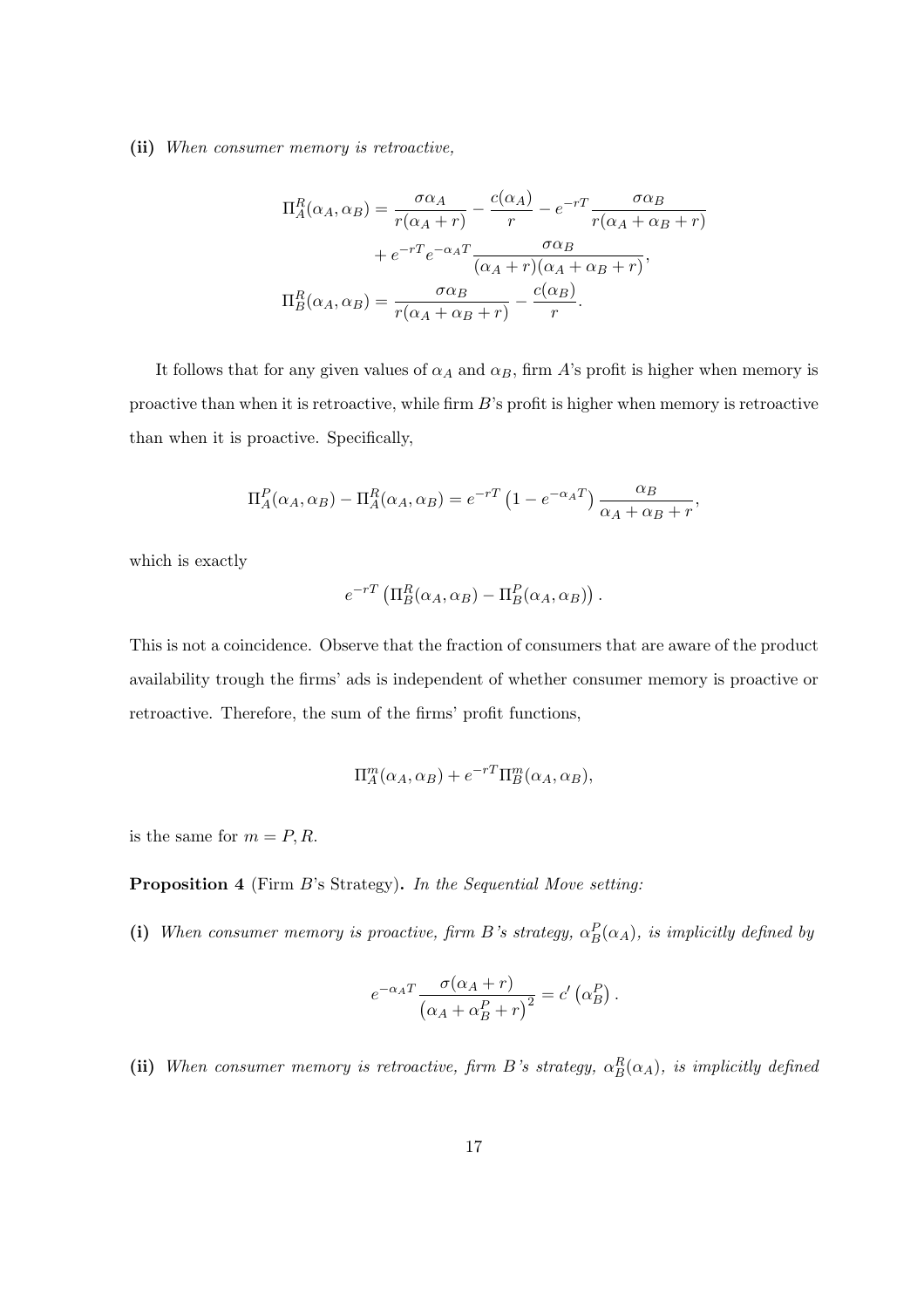**(ii)** *When consumer memory is retroactive,*

$$
\begin{aligned}
\Pi_A^R(\alpha_A, \alpha_B) &= \frac{\sigma \alpha_A}{r(\alpha_A + r)} - \frac{c(\alpha_A)}{r} - e^{-rT} \frac{\sigma \alpha_B}{r(\alpha_A + \alpha_B + r)} \\
&\quad + e^{-rT} e^{-\alpha_A T} \frac{\sigma \alpha_B}{(\alpha_A + r)(\alpha_A + \alpha_B + r)}, \\
\Pi_B^R(\alpha_A, \alpha_B) &= \frac{\sigma \alpha_B}{r(\alpha_A + \alpha_B + r)} - \frac{c(\alpha_B)}{r}.
\end{aligned}
$$

It follows that for any given values of $\alpha_A$ and $\alpha_B$, firm $A$'s profit is higher when memory is proactive than when it is retroactive, while firm $B$'s profit is higher when memory is retroactive than when it is proactive. Specifically,

$$
\Pi_A^P(\alpha_A, \alpha_B) - \Pi_A^R(\alpha_A, \alpha_B) = e^{-rT} \left(1 - e^{-\alpha_A T}\right) \frac{\alpha_B}{\alpha_A + \alpha_B + r},
$$

which is exactly

$$
e^{-rT} \left( \Pi_B^R(\alpha_A, \alpha_B) - \Pi_B^P(\alpha_A, \alpha_B) \right).
$$

This is not a coincidence. Observe that the fraction of consumers that are aware of the product availability trough the firms' ads is independent of whether consumer memory is proactive or retroactive. Therefore, the sum of the firms' profit functions,

$$
\Pi_A^m(\alpha_A, \alpha_B) + e^{-rT} \Pi_B^m(\alpha_A, \alpha_B),
$$

is the same for $m = P, R$.

**Proposition 4** (Firm $B$'s Strategy)**.** *In the Sequential Move setting:*

**(i)** *When consumer memory is proactive, firm $B$'s strategy, $\alpha_B^P(\alpha_A)$, is implicitly defined by*

$$
e^{-\alpha_A T} \frac{\sigma(\alpha_A + r)}{\left(\alpha_A + \alpha_B^P + r\right)^2} = c'\left(\alpha_B^P\right).
$$

**(ii)** *When consumer memory is retroactive, firm $B$'s strategy, $\alpha_B^R(\alpha_A)$, is implicitly defined*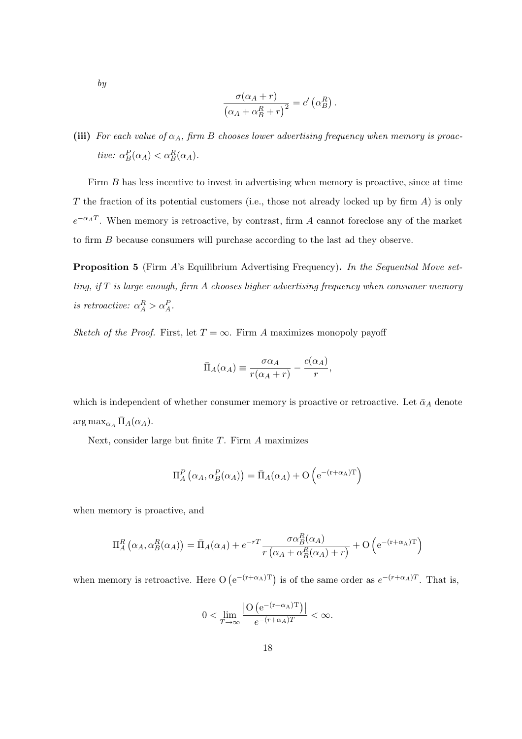*by*

$$\frac{\sigma(\alpha_A + r)}{\left(\alpha_A + \alpha_B^R + r\right)^2} = c'\left(\alpha_B^R\right).$$

**(iii)** *For each value of $\alpha_A$, firm $B$ chooses lower advertising frequency when memory is proactive: $\alpha_B^P(\alpha_A) < \alpha_B^R(\alpha_A)$.*

Firm $B$ has less incentive to invest in advertising when memory is proactive, since at time $T$ the fraction of its potential customers (i.e., those not already locked up by firm $A$) is only $e^{-\alpha_A T}$. When memory is retroactive, by contrast, firm $A$ cannot foreclose any of the market to firm $B$ because consumers will purchase according to the last ad they observe.

**Proposition 5** (Firm $A$'s Equilibrium Advertising Frequency)**.** *In the Sequential Move setting, if $T$ is large enough, firm $A$ chooses higher advertising frequency when consumer memory is retroactive: $\alpha_A^R > \alpha_A^P$.*

*Sketch of the Proof.* First, let $T = \infty$. Firm $A$ maximizes monopoly payoff

$$\bar{\Pi}_A(\alpha_A) \equiv \frac{\sigma \alpha_A}{r(\alpha_A + r)} - \frac{c(\alpha_A)}{r},$$

which is independent of whether consumer memory is proactive or retroactive. Let $\bar{\alpha}_A$ denote $\arg\max_{\alpha_A} \bar{\Pi}_A(\alpha_A)$.

Next, consider large but finite $T$. Firm $A$ maximizes

$$\Pi_A^P\left(\alpha_A, \alpha_B^P(\alpha_A)\right) = \bar{\Pi}_A(\alpha_A) + \mathrm{O}\left(\mathrm{e}^{-(\mathrm{r}+\alpha_\mathrm{A})\mathrm{T}}\right)$$

when memory is proactive, and

$$\Pi_A^R\left(\alpha_A, \alpha_B^R(\alpha_A)\right) = \bar{\Pi}_A(\alpha_A) + e^{-rT}\frac{\sigma \alpha_B^R(\alpha_A)}{r\left(\alpha_A + \alpha_B^R(\alpha_A) + r\right)} + \mathrm{O}\left(\mathrm{e}^{-(\mathrm{r}+\alpha_\mathrm{A})\mathrm{T}}\right)$$

when memory is retroactive. Here $\mathrm{O}\left(\mathrm{e}^{-(\mathrm{r}+\alpha_\mathrm{A})\mathrm{T}}\right)$ is of the same order as $e^{-(r+\alpha_A)T}$. That is,

$$0 < \lim_{T\to\infty} \frac{\left|\mathrm{O}\left(\mathrm{e}^{-(\mathrm{r}+\alpha_\mathrm{A})\mathrm{T}}\right)\right|}{e^{-(r+\alpha_A)T}} < \infty.$$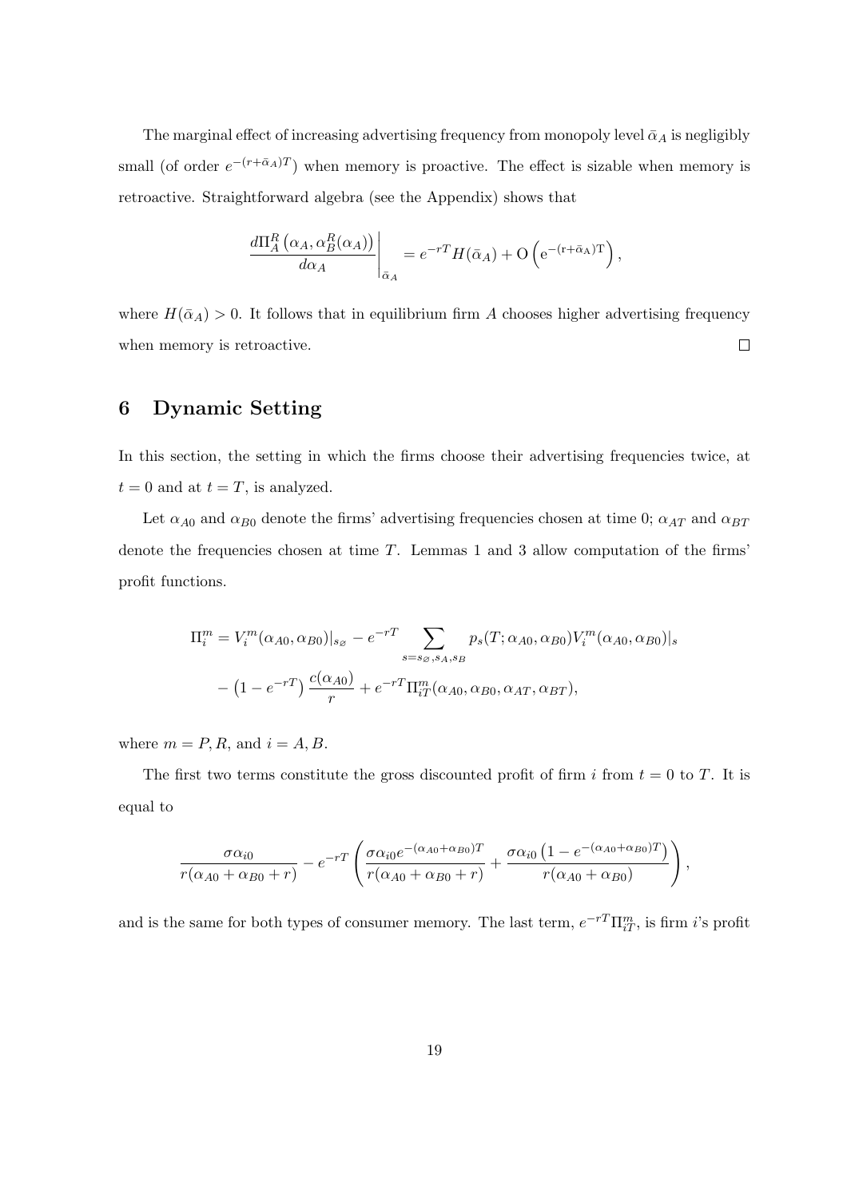The marginal effect of increasing advertising frequency from monopoly level $\bar{\alpha}_A$ is negligibly small (of order $e^{-(r+\bar{\alpha}_A)T}$) when memory is proactive. The effect is sizable when memory is retroactive. Straightforward algebra (see the Appendix) shows that

$$\left.\frac{d\Pi_A^R\left(\alpha_A, \alpha_B^R(\alpha_A)\right)}{d\alpha_A}\right|_{\bar{\alpha}_A} = e^{-rT} H(\bar{\alpha}_A) + \mathrm{O}\left(\mathrm{e}^{-(\mathrm{r}+\bar{\alpha}_{\mathrm{A}})\mathrm{T}}\right),$$

where $H(\bar{\alpha}_A) > 0$. It follows that in equilibrium firm $A$ chooses higher advertising frequency when memory is retroactive. □

# 6 Dynamic Setting

In this section, the setting in which the firms choose their advertising frequencies twice, at $t = 0$ and at $t = T$, is analyzed.

Let $\alpha_{A0}$ and $\alpha_{B0}$ denote the firms' advertising frequencies chosen at time 0; $\alpha_{AT}$ and $\alpha_{BT}$ denote the frequencies chosen at time $T$. Lemmas 1 and 3 allow computation of the firms' profit functions.

$$\Pi_i^m = V_i^m(\alpha_{A0}, \alpha_{B0})|_{s_\varnothing} - e^{-rT} \sum_{s=s_\varnothing, s_A, s_B} p_s(T; \alpha_{A0}, \alpha_{B0}) V_i^m(\alpha_{A0}, \alpha_{B0})|_s$$
$$- \left(1 - e^{-rT}\right) \frac{c(\alpha_{A0})}{r} + e^{-rT} \Pi_{iT}^m(\alpha_{A0}, \alpha_{B0}, \alpha_{AT}, \alpha_{BT}),$$

where $m = P, R$, and $i = A, B$.

The first two terms constitute the gross discounted profit of firm $i$ from $t = 0$ to $T$. It is equal to

$$\frac{\sigma\alpha_{i0}}{r(\alpha_{A0} + \alpha_{B0} + r)} - e^{-rT} \left( \frac{\sigma\alpha_{i0} e^{-(\alpha_{A0}+\alpha_{B0})T}}{r(\alpha_{A0} + \alpha_{B0} + r)} + \frac{\sigma\alpha_{i0}\left(1 - e^{-(\alpha_{A0}+\alpha_{B0})T}\right)}{r(\alpha_{A0} + \alpha_{B0})} \right),$$

and is the same for both types of consumer memory. The last term, $e^{-rT}\Pi_{iT}^m$, is firm $i$'s profit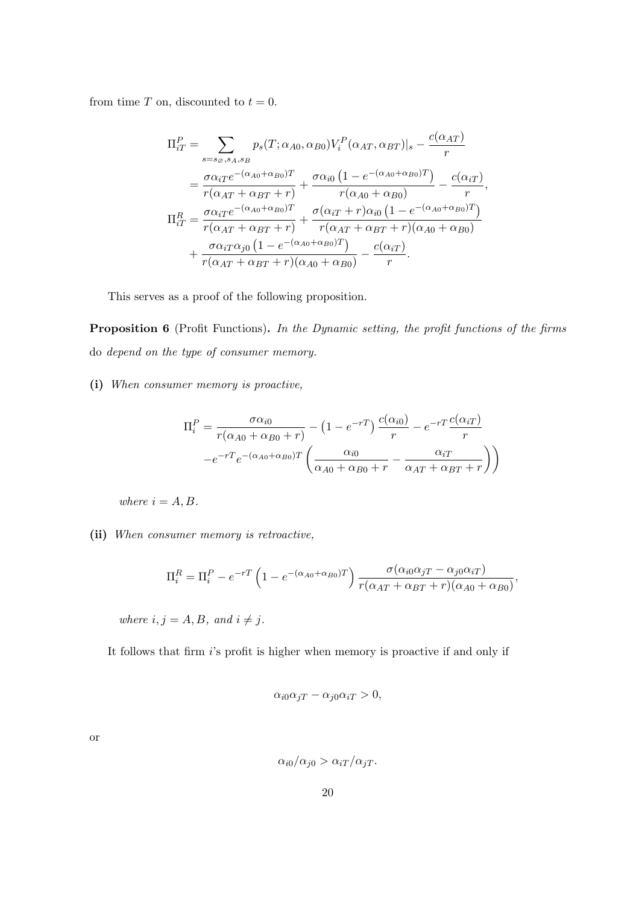from time $T$ on, discounted to $t = 0$.

$$
\begin{aligned}
\Pi_{iT}^P &= \sum_{s=s_\varnothing, s_A, s_B} p_s(T; \alpha_{A0}, \alpha_{B0}) V_i^P(\alpha_{AT}, \alpha_{BT})|_s - \frac{c(\alpha_{AT})}{r} \\
&= \frac{\sigma \alpha_{iT} e^{-(\alpha_{A0}+\alpha_{B0})T}}{r(\alpha_{AT} + \alpha_{BT} + r)} + \frac{\sigma \alpha_{i0}\left(1 - e^{-(\alpha_{A0}+\alpha_{B0})T}\right)}{r(\alpha_{A0} + \alpha_{B0})} - \frac{c(\alpha_{iT})}{r}, \\
\Pi_{iT}^R &= \frac{\sigma \alpha_{iT} e^{-(\alpha_{A0}+\alpha_{B0})T}}{r(\alpha_{AT} + \alpha_{BT} + r)} + \frac{\sigma(\alpha_{iT} + r)\alpha_{i0}\left(1 - e^{-(\alpha_{A0}+\alpha_{B0})T}\right)}{r(\alpha_{AT} + \alpha_{BT} + r)(\alpha_{A0} + \alpha_{B0})} \\
&\quad + \frac{\sigma \alpha_{iT} \alpha_{j0}\left(1 - e^{-(\alpha_{A0}+\alpha_{B0})T}\right)}{r(\alpha_{AT} + \alpha_{BT} + r)(\alpha_{A0} + \alpha_{B0})} - \frac{c(\alpha_{iT})}{r}.
\end{aligned}
$$

This serves as a proof of the following proposition.

**Proposition 6** (Profit Functions)**.** *In the Dynamic setting, the profit functions of the firms* do *depend on the type of consumer memory.*

**(i)** *When consumer memory is proactive,*

$$
\Pi_i^P = \frac{\sigma \alpha_{i0}}{r(\alpha_{A0} + \alpha_{B0} + r)} - \left(1 - e^{-rT}\right)\frac{c(\alpha_{i0})}{r} - e^{-rT}\frac{c(\alpha_{iT})}{r}
$$
$$
-e^{-rT} e^{-(\alpha_{A0}+\alpha_{B0})T}\left(\frac{\alpha_{i0}}{\alpha_{A0} + \alpha_{B0} + r} - \frac{\alpha_{iT}}{\alpha_{AT} + \alpha_{BT} + r}\right)\Bigg)
$$

*where $i = A, B$.*

**(ii)** *When consumer memory is retroactive,*

$$
\Pi_i^R = \Pi_i^P - e^{-rT}\left(1 - e^{-(\alpha_{A0}+\alpha_{B0})T}\right)\frac{\sigma(\alpha_{i0}\alpha_{jT} - \alpha_{j0}\alpha_{iT})}{r(\alpha_{AT} + \alpha_{BT} + r)(\alpha_{A0} + \alpha_{B0})},
$$

*where $i, j = A, B$, and $i \neq j$.*

It follows that firm $i$'s profit is higher when memory is proactive if and only if

$$
\alpha_{i0}\alpha_{jT} - \alpha_{j0}\alpha_{iT} > 0,
$$

or

$$
\alpha_{i0}/\alpha_{j0} > \alpha_{iT}/\alpha_{jT}.
$$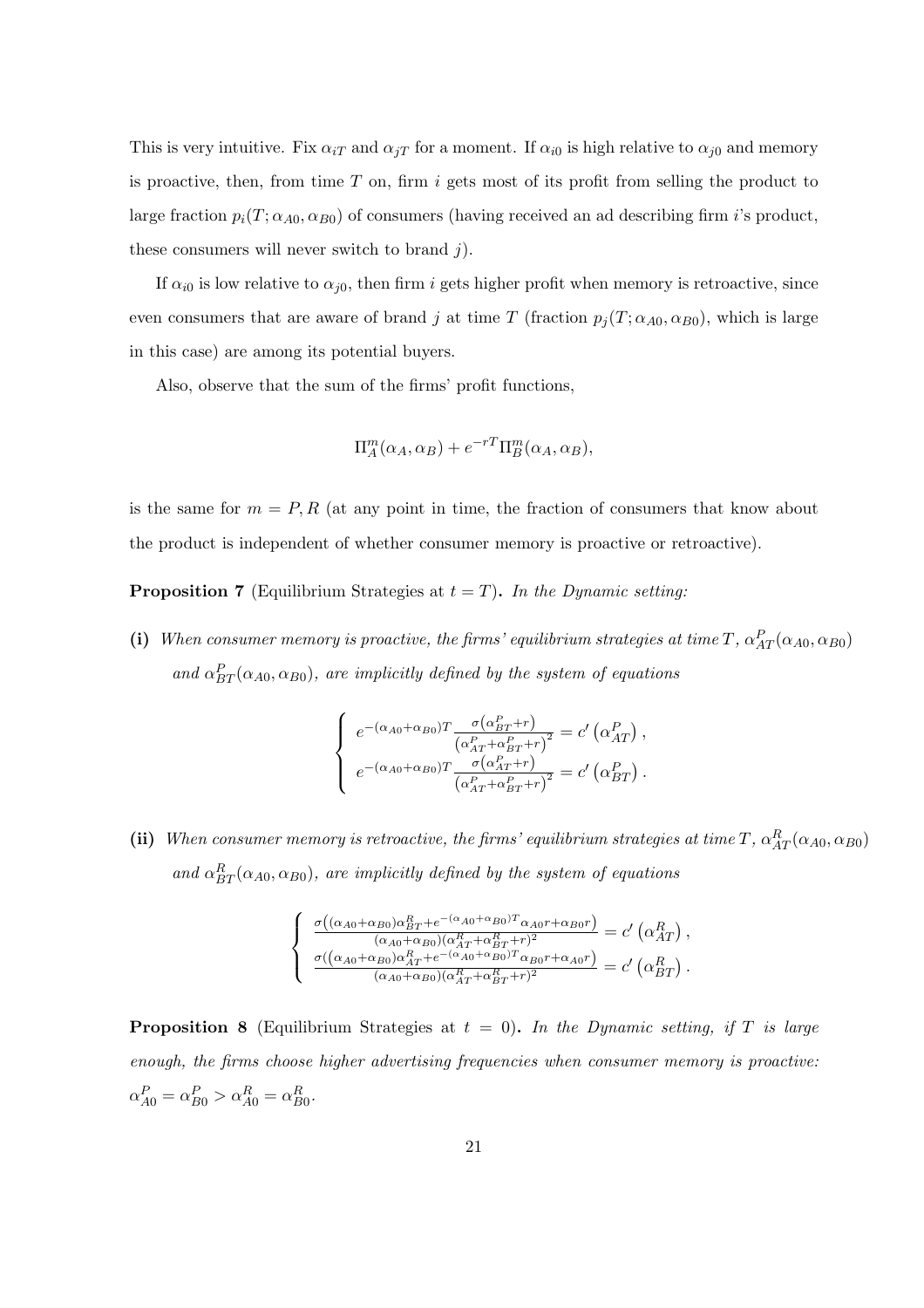This is very intuitive. Fix $\alpha_{iT}$ and $\alpha_{jT}$ for a moment. If $\alpha_{i0}$ is high relative to $\alpha_{j0}$ and memory is proactive, then, from time $T$ on, firm $i$ gets most of its profit from selling the product to large fraction $p_i(T;\alpha_{A0},\alpha_{B0})$ of consumers (having received an ad describing firm $i$'s product, these consumers will never switch to brand $j$).

If $\alpha_{i0}$ is low relative to $\alpha_{j0}$, then firm $i$ gets higher profit when memory is retroactive, since even consumers that are aware of brand $j$ at time $T$ (fraction $p_j(T;\alpha_{A0},\alpha_{B0})$, which is large in this case) are among its potential buyers.

Also, observe that the sum of the firms' profit functions,

$$\Pi_A^m(\alpha_A,\alpha_B)+e^{-rT}\Pi_B^m(\alpha_A,\alpha_B),$$

is the same for $m=P,R$ (at any point in time, the fraction of consumers that know about the product is independent of whether consumer memory is proactive or retroactive).

**Proposition 7** (Equilibrium Strategies at $t=T$)**.** *In the Dynamic setting:*

**(i)** *When consumer memory is proactive, the firms' equilibrium strategies at time $T$, $\alpha_{AT}^P(\alpha_{A0},\alpha_{B0})$ and $\alpha_{BT}^P(\alpha_{A0},\alpha_{B0})$, are implicitly defined by the system of equations*

$$\begin{cases} e^{-(\alpha_{A0}+\alpha_{B0})T}\dfrac{\sigma\left(\alpha_{BT}^P+r\right)}{\left(\alpha_{AT}^P+\alpha_{BT}^P+r\right)^2}=c'\left(\alpha_{AT}^P\right), \\ e^{-(\alpha_{A0}+\alpha_{B0})T}\dfrac{\sigma\left(\alpha_{AT}^P+r\right)}{\left(\alpha_{AT}^P+\alpha_{BT}^P+r\right)^2}=c'\left(\alpha_{BT}^P\right). \end{cases}$$

**(ii)** *When consumer memory is retroactive, the firms' equilibrium strategies at time $T$, $\alpha_{AT}^R(\alpha_{A0},\alpha_{B0})$ and $\alpha_{BT}^R(\alpha_{A0},\alpha_{B0})$, are implicitly defined by the system of equations*

$$\begin{cases} \dfrac{\sigma\left((\alpha_{A0}+\alpha_{B0})\alpha_{BT}^R+e^{-(\alpha_{A0}+\alpha_{B0})T}\alpha_{A0}r+\alpha_{B0}r\right)}{(\alpha_{A0}+\alpha_{B0})(\alpha_{AT}^R+\alpha_{BT}^R+r)^2}=c'\left(\alpha_{AT}^R\right), \\ \dfrac{\sigma\left((\alpha_{A0}+\alpha_{B0})\alpha_{AT}^R+e^{-(\alpha_{A0}+\alpha_{B0})T}\alpha_{B0}r+\alpha_{A0}r\right)}{(\alpha_{A0}+\alpha_{B0})(\alpha_{AT}^R+\alpha_{BT}^R+r)^2}=c'\left(\alpha_{BT}^R\right). \end{cases}$$

**Proposition 8** (Equilibrium Strategies at $t=0$)**.** *In the Dynamic setting, if $T$ is large enough, the firms choose higher advertising frequencies when consumer memory is proactive: $\alpha_{A0}^P=\alpha_{B0}^P>\alpha_{A0}^R=\alpha_{B0}^R$.*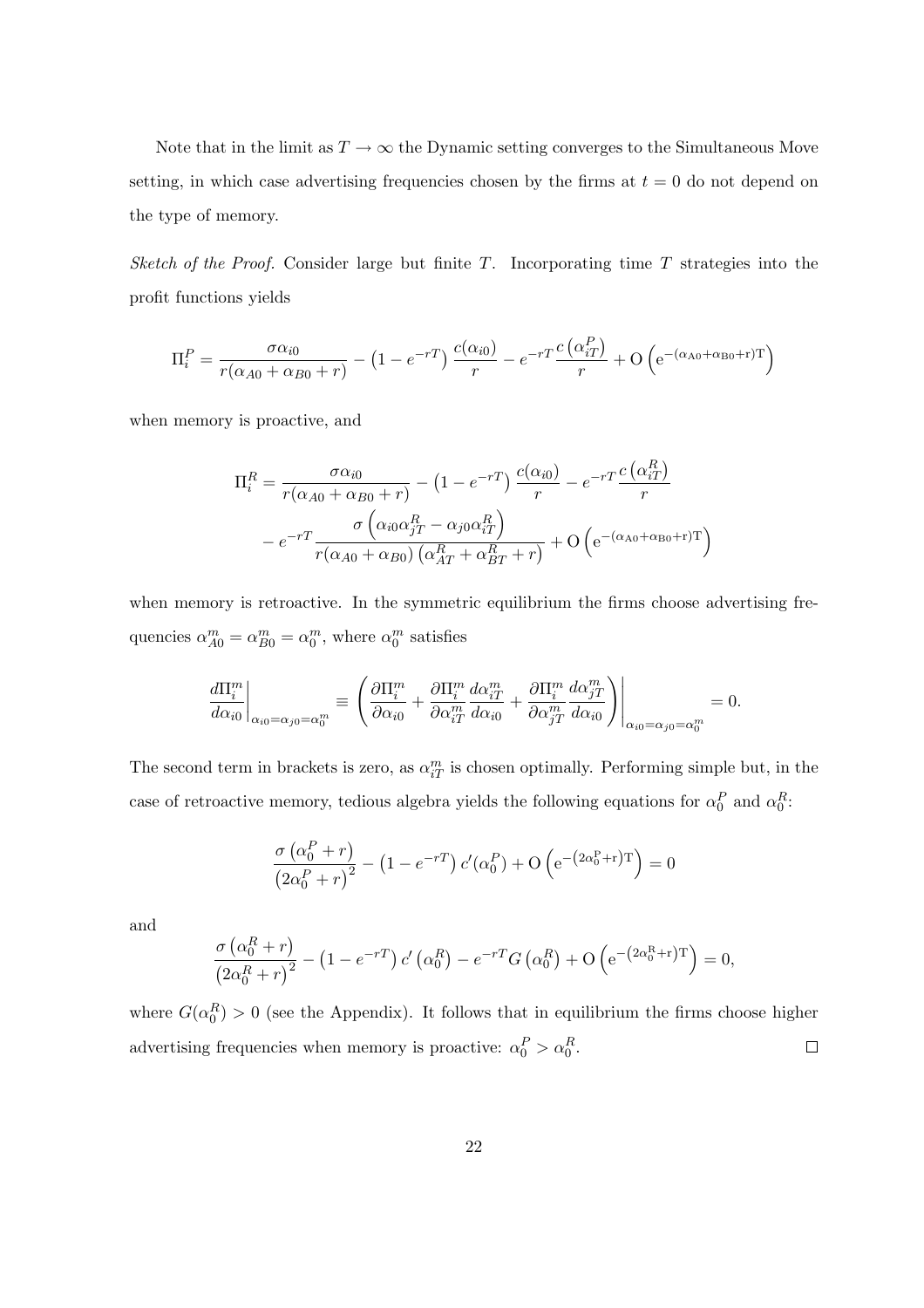Note that in the limit as $T \to \infty$ the Dynamic setting converges to the Simultaneous Move setting, in which case advertising frequencies chosen by the firms at $t = 0$ do not depend on the type of memory.

*Sketch of the Proof.* Consider large but finite $T$. Incorporating time $T$ strategies into the profit functions yields

$$\Pi_i^P = \frac{\sigma \alpha_{i0}}{r(\alpha_{A0} + \alpha_{B0} + r)} - \left(1 - e^{-rT}\right) \frac{c(\alpha_{i0})}{r} - e^{-rT} \frac{c\left(\alpha_{iT}^P\right)}{r} + \mathrm{O}\left(\mathrm{e}^{-(\alpha_{A0} + \alpha_{B0} + r)T}\right)$$

when memory is proactive, and

$$\Pi_i^R = \frac{\sigma \alpha_{i0}}{r(\alpha_{A0} + \alpha_{B0} + r)} - \left(1 - e^{-rT}\right) \frac{c(\alpha_{i0})}{r} - e^{-rT} \frac{c\left(\alpha_{iT}^R\right)}{r}$$
$$- e^{-rT} \frac{\sigma\left(\alpha_{i0}\alpha_{jT}^R - \alpha_{j0}\alpha_{iT}^R\right)}{r(\alpha_{A0} + \alpha_{B0})\left(\alpha_{AT}^R + \alpha_{BT}^R + r\right)} + \mathrm{O}\left(\mathrm{e}^{-(\alpha_{A0} + \alpha_{B0} + r)T}\right)$$

when memory is retroactive. In the symmetric equilibrium the firms choose advertising frequencies $\alpha_{A0}^m = \alpha_{B0}^m = \alpha_0^m$, where $\alpha_0^m$ satisfies

$$\left.\frac{d\Pi_i^m}{d\alpha_{i0}}\right|_{\alpha_{i0} = \alpha_{j0} = \alpha_0^m} \equiv \left.\left(\frac{\partial \Pi_i^m}{\partial \alpha_{i0}} + \frac{\partial \Pi_i^m}{\partial \alpha_{iT}^m}\frac{d\alpha_{iT}^m}{d\alpha_{i0}} + \frac{\partial \Pi_i^m}{\partial \alpha_{jT}^m}\frac{d\alpha_{jT}^m}{d\alpha_{i0}}\right)\right|_{\alpha_{i0} = \alpha_{j0} = \alpha_0^m} = 0.$$

The second term in brackets is zero, as $\alpha_{iT}^m$ is chosen optimally. Performing simple but, in the case of retroactive memory, tedious algebra yields the following equations for $\alpha_0^P$ and $\alpha_0^R$:

$$\frac{\sigma\left(\alpha_0^P + r\right)}{\left(2\alpha_0^P + r\right)^2} - \left(1 - e^{-rT}\right) c'(\alpha_0^P) + \mathrm{O}\left(\mathrm{e}^{-\left(2\alpha_0^P + r\right)T}\right) = 0$$

and

$$\frac{\sigma\left(\alpha_0^R + r\right)}{\left(2\alpha_0^R + r\right)^2} - \left(1 - e^{-rT}\right) c'\left(\alpha_0^R\right) - e^{-rT} G\left(\alpha_0^R\right) + \mathrm{O}\left(\mathrm{e}^{-\left(2\alpha_0^R + r\right)T}\right) = 0,$$

where $G(\alpha_0^R) > 0$ (see the Appendix). It follows that in equilibrium the firms choose higher advertising frequencies when memory is proactive: $\alpha_0^P > \alpha_0^R$. $\square$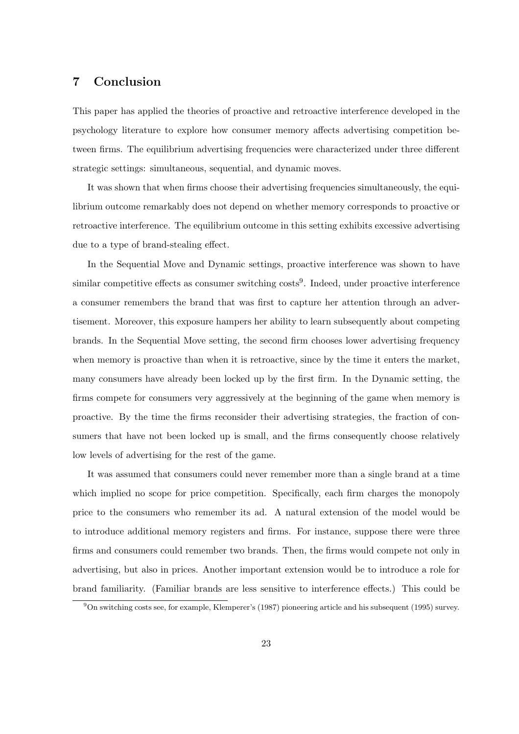## 7 Conclusion

This paper has applied the theories of proactive and retroactive interference developed in the psychology literature to explore how consumer memory affects advertising competition between firms. The equilibrium advertising frequencies were characterized under three different strategic settings: simultaneous, sequential, and dynamic moves.

It was shown that when firms choose their advertising frequencies simultaneously, the equilibrium outcome remarkably does not depend on whether memory corresponds to proactive or retroactive interference. The equilibrium outcome in this setting exhibits excessive advertising due to a type of brand-stealing effect.

In the Sequential Move and Dynamic settings, proactive interference was shown to have similar competitive effects as consumer switching costs[9]. Indeed, under proactive interference a consumer remembers the brand that was first to capture her attention through an advertisement. Moreover, this exposure hampers her ability to learn subsequently about competing brands. In the Sequential Move setting, the second firm chooses lower advertising frequency when memory is proactive than when it is retroactive, since by the time it enters the market, many consumers have already been locked up by the first firm. In the Dynamic setting, the firms compete for consumers very aggressively at the beginning of the game when memory is proactive. By the time the firms reconsider their advertising strategies, the fraction of consumers that have not been locked up is small, and the firms consequently choose relatively low levels of advertising for the rest of the game.

It was assumed that consumers could never remember more than a single brand at a time which implied no scope for price competition. Specifically, each firm charges the monopoly price to the consumers who remember its ad. A natural extension of the model would be to introduce additional memory registers and firms. For instance, suppose there were three firms and consumers could remember two brands. Then, the firms would compete not only in advertising, but also in prices. Another important extension would be to introduce a role for brand familiarity. (Familiar brands are less sensitive to interference effects.) This could be

[9] On switching costs see, for example, Klemperer's (1987) pioneering article and his subsequent (1995) survey.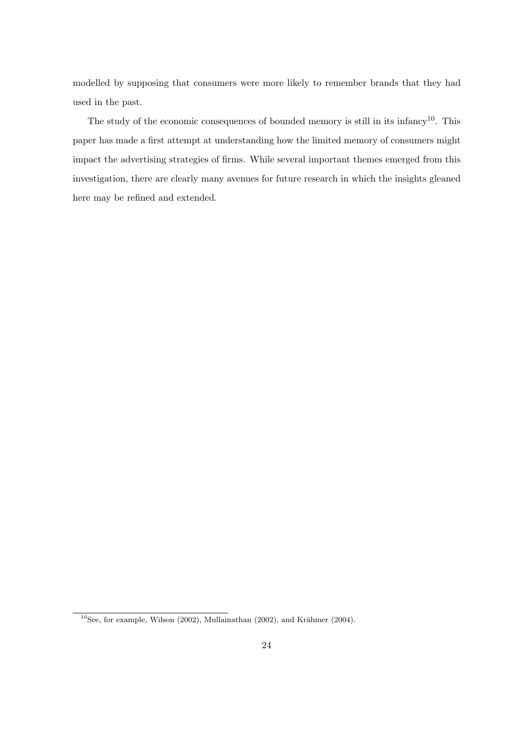modelled by supposing that consumers were more likely to remember brands that they had used in the past.

The study of the economic consequences of bounded memory is still in its infancy[10]. This paper has made a first attempt at understanding how the limited memory of consumers might impact the advertising strategies of firms. While several important themes emerged from this investigation, there are clearly many avenues for future research in which the insights gleaned here may be refined and extended.

[10] See, for example, Wilson (2002), Mullainathan (2002), and Krähmer (2004).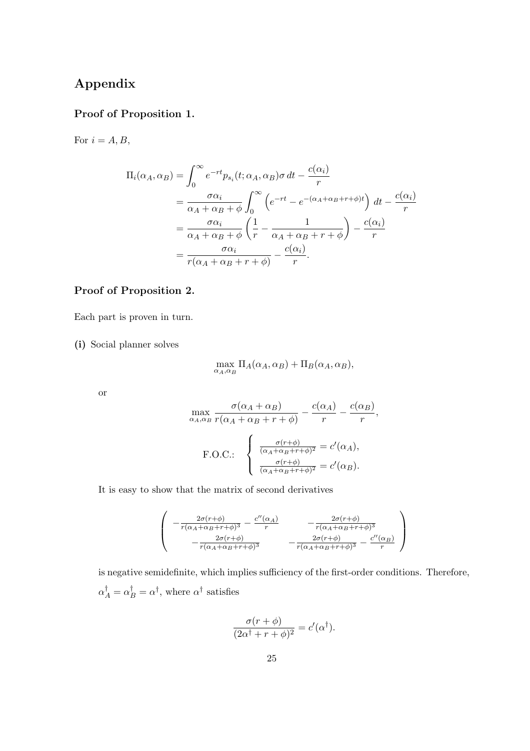# Appendix

## Proof of Proposition 1.

For $i = A, B$,

$$
\begin{aligned}
\Pi_i(\alpha_A, \alpha_B) &= \int_0^\infty e^{-rt} p_{s_i}(t; \alpha_A, \alpha_B)\sigma \, dt - \frac{c(\alpha_i)}{r} \\
&= \frac{\sigma \alpha_i}{\alpha_A + \alpha_B + \phi} \int_0^\infty \left( e^{-rt} - e^{-(\alpha_A + \alpha_B + r + \phi)t} \right) \, dt - \frac{c(\alpha_i)}{r} \\
&= \frac{\sigma \alpha_i}{\alpha_A + \alpha_B + \phi} \left( \frac{1}{r} - \frac{1}{\alpha_A + \alpha_B + r + \phi} \right) - \frac{c(\alpha_i)}{r} \\
&= \frac{\sigma \alpha_i}{r(\alpha_A + \alpha_B + r + \phi)} - \frac{c(\alpha_i)}{r}.
\end{aligned}
$$

## Proof of Proposition 2.

Each part is proven in turn.

**(i)** Social planner solves

$$
\max_{\alpha_A, \alpha_B} \Pi_A(\alpha_A, \alpha_B) + \Pi_B(\alpha_A, \alpha_B),
$$

or

$$
\max_{\alpha_A, \alpha_B} \frac{\sigma(\alpha_A + \alpha_B)}{r(\alpha_A + \alpha_B + r + \phi)} - \frac{c(\alpha_A)}{r} - \frac{c(\alpha_B)}{r},
$$

$$
\text{F.O.C.:} \quad \left\{ \begin{array}{l} \frac{\sigma(r+\phi)}{(\alpha_A + \alpha_B + r + \phi)^2} = c'(\alpha_A), \\ \frac{\sigma(r+\phi)}{(\alpha_A + \alpha_B + r + \phi)^2} = c'(\alpha_B). \end{array} \right.
$$

It is easy to show that the matrix of second derivatives

$$
\begin{pmatrix}
-\frac{2\sigma(r+\phi)}{r(\alpha_A + \alpha_B + r + \phi)^3} - \frac{c''(\alpha_A)}{r} & -\frac{2\sigma(r+\phi)}{r(\alpha_A + \alpha_B + r + \phi)^3} \\
-\frac{2\sigma(r+\phi)}{r(\alpha_A + \alpha_B + r + \phi)^3} & -\frac{2\sigma(r+\phi)}{r(\alpha_A + \alpha_B + r + \phi)^3} - \frac{c''(\alpha_B)}{r}
\end{pmatrix}
$$

is negative semidefinite, which implies sufficiency of the first-order conditions. Therefore, $\alpha_A^\dagger = \alpha_B^\dagger = \alpha^\dagger$, where $\alpha^\dagger$ satisfies

$$
\frac{\sigma(r + \phi)}{(2\alpha^\dagger + r + \phi)^2} = c'(\alpha^\dagger).
$$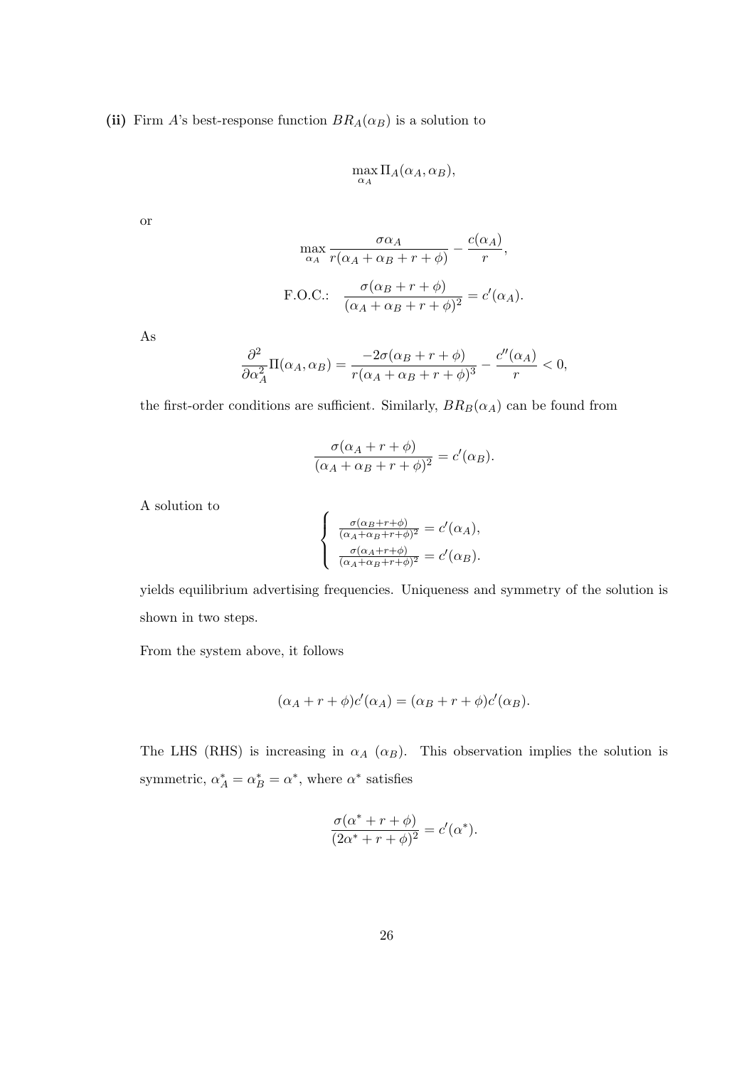**(ii)** Firm $A$'s best-response function $BR_A(\alpha_B)$ is a solution to

$$\max_{\alpha_A} \Pi_A(\alpha_A, \alpha_B),$$

or

$$\max_{\alpha_A} \frac{\sigma \alpha_A}{r(\alpha_A + \alpha_B + r + \phi)} - \frac{c(\alpha_A)}{r},$$

$$\text{F.O.C.:} \quad \frac{\sigma(\alpha_B + r + \phi)}{(\alpha_A + \alpha_B + r + \phi)^2} = c'(\alpha_A).$$

As

$$\frac{\partial^2}{\partial \alpha_A^2} \Pi(\alpha_A, \alpha_B) = \frac{-2\sigma(\alpha_B + r + \phi)}{r(\alpha_A + \alpha_B + r + \phi)^3} - \frac{c''(\alpha_A)}{r} < 0,$$

the first-order conditions are sufficient. Similarly, $BR_B(\alpha_A)$ can be found from

$$\frac{\sigma(\alpha_A + r + \phi)}{(\alpha_A + \alpha_B + r + \phi)^2} = c'(\alpha_B).$$

A solution to

$$\begin{cases} \frac{\sigma(\alpha_B + r + \phi)}{(\alpha_A + \alpha_B + r + \phi)^2} = c'(\alpha_A), \\ \frac{\sigma(\alpha_A + r + \phi)}{(\alpha_A + \alpha_B + r + \phi)^2} = c'(\alpha_B). \end{cases}$$

yields equilibrium advertising frequencies. Uniqueness and symmetry of the solution is shown in two steps.

From the system above, it follows

$$(\alpha_A + r + \phi)c'(\alpha_A) = (\alpha_B + r + \phi)c'(\alpha_B).$$

The LHS (RHS) is increasing in $\alpha_A$ ($\alpha_B$). This observation implies the solution is symmetric, $\alpha_A^* = \alpha_B^* = \alpha^*$, where $\alpha^*$ satisfies

$$\frac{\sigma(\alpha^* + r + \phi)}{(2\alpha^* + r + \phi)^2} = c'(\alpha^*).$$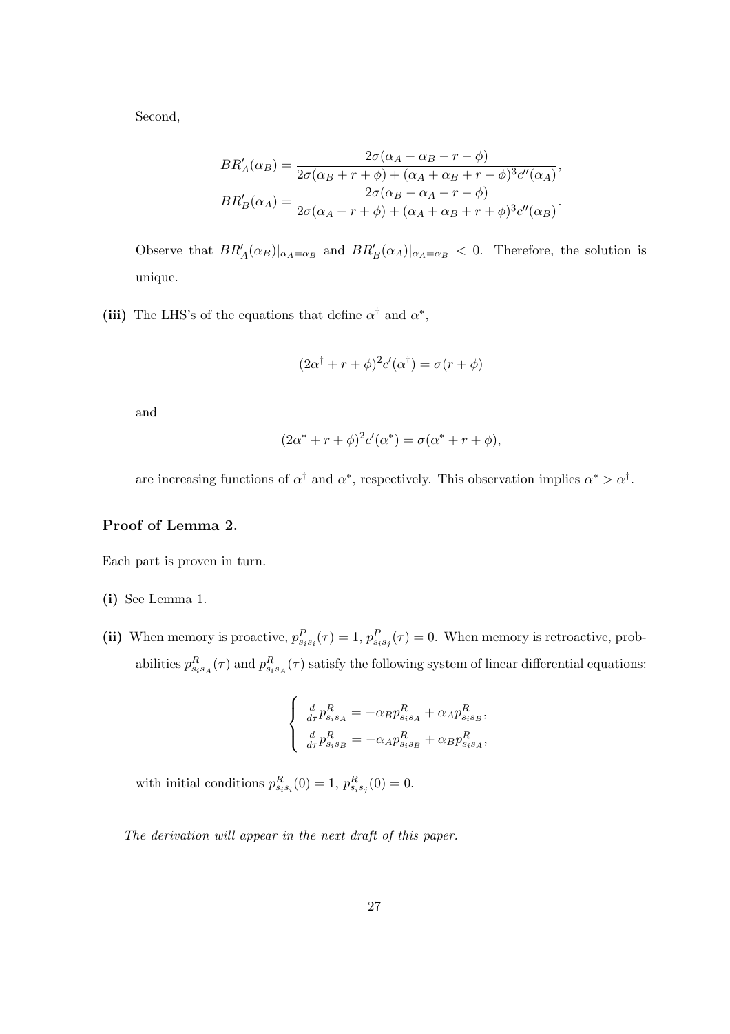Second,

$$
\begin{aligned}
BR_A'(\alpha_B) &= \frac{2\sigma(\alpha_A - \alpha_B - r - \phi)}{2\sigma(\alpha_B + r + \phi) + (\alpha_A + \alpha_B + r + \phi)^3 c''(\alpha_A)}, \\
BR_B'(\alpha_A) &= \frac{2\sigma(\alpha_B - \alpha_A - r - \phi)}{2\sigma(\alpha_A + r + \phi) + (\alpha_A + \alpha_B + r + \phi)^3 c''(\alpha_B)}.
\end{aligned}
$$

Observe that $BR_A'(\alpha_B)|_{\alpha_A=\alpha_B}$ and $BR_B'(\alpha_A)|_{\alpha_A=\alpha_B} < 0$. Therefore, the solution is unique.

**(iii)** The LHS's of the equations that define $\alpha^\dagger$ and $\alpha^*$,

$$
(2\alpha^\dagger + r + \phi)^2 c'(\alpha^\dagger) = \sigma(r + \phi)
$$

and

$$
(2\alpha^* + r + \phi)^2 c'(\alpha^*) = \sigma(\alpha^* + r + \phi),
$$

are increasing functions of $\alpha^\dagger$ and $\alpha^*$, respectively. This observation implies $\alpha^* > \alpha^\dagger$.

## Proof of Lemma 2.

Each part is proven in turn.

**(i)** See Lemma 1.

**(ii)** When memory is proactive, $p^P_{s_is_i}(\tau) = 1$, $p^P_{s_is_j}(\tau) = 0$. When memory is retroactive, probabilities $p^R_{s_is_A}(\tau)$ and $p^R_{s_is_A}(\tau)$ satisfy the following system of linear differential equations:

$$
\begin{cases}
\frac{d}{d\tau} p^R_{s_is_A} = -\alpha_B p^R_{s_is_A} + \alpha_A p^R_{s_is_B}, \\
\frac{d}{d\tau} p^R_{s_is_B} = -\alpha_A p^R_{s_is_B} + \alpha_B p^R_{s_is_A},
\end{cases}
$$

with initial conditions $p^R_{s_is_i}(0) = 1$, $p^R_{s_is_j}(0) = 0$.

*The derivation will appear in the next draft of this paper.*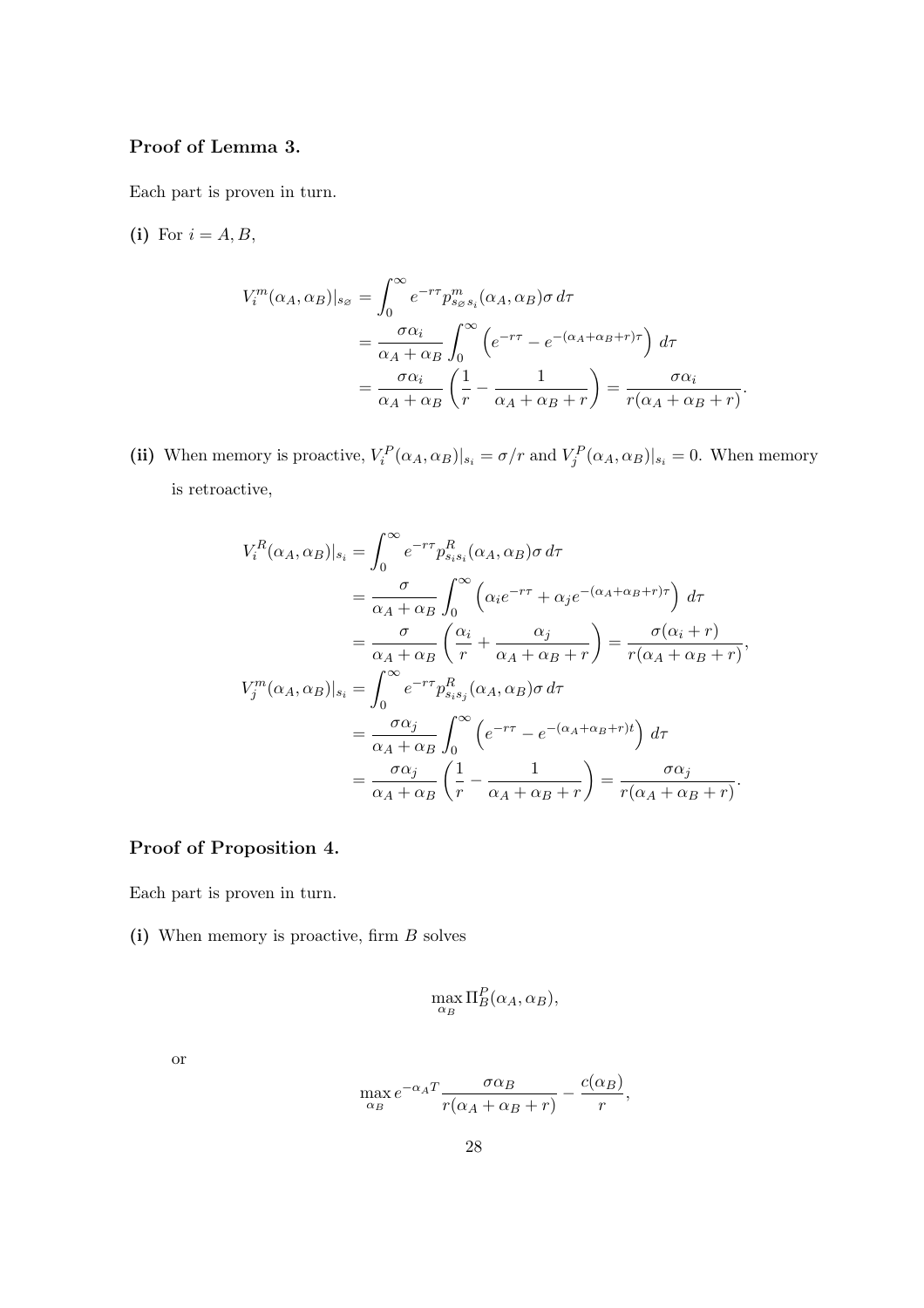**Proof of Lemma 3.**

Each part is proven in turn.

**(i)** For $i = A, B$,

$$
\begin{aligned}
V_i^m(\alpha_A, \alpha_B)|_{s_\varnothing} &= \int_0^\infty e^{-r\tau} p^m_{s_\varnothing s_i}(\alpha_A, \alpha_B)\sigma \, d\tau \\
&= \frac{\sigma \alpha_i}{\alpha_A + \alpha_B} \int_0^\infty \left( e^{-r\tau} - e^{-(\alpha_A + \alpha_B + r)\tau} \right) d\tau \\
&= \frac{\sigma \alpha_i}{\alpha_A + \alpha_B} \left( \frac{1}{r} - \frac{1}{\alpha_A + \alpha_B + r} \right) = \frac{\sigma \alpha_i}{r(\alpha_A + \alpha_B + r)}.
\end{aligned}
$$

**(ii)** When memory is proactive, $V_i^P(\alpha_A, \alpha_B)|_{s_i} = \sigma / r$ and $V_j^P(\alpha_A, \alpha_B)|_{s_i} = 0$. When memory is retroactive,

$$
\begin{aligned}
V_i^R(\alpha_A, \alpha_B)|_{s_i} &= \int_0^\infty e^{-r\tau} p^R_{s_i s_i}(\alpha_A, \alpha_B)\sigma \, d\tau \\
&= \frac{\sigma}{\alpha_A + \alpha_B} \int_0^\infty \left( \alpha_i e^{-r\tau} + \alpha_j e^{-(\alpha_A + \alpha_B + r)\tau} \right) d\tau \\
&= \frac{\sigma}{\alpha_A + \alpha_B} \left( \frac{\alpha_i}{r} + \frac{\alpha_j}{\alpha_A + \alpha_B + r} \right) = \frac{\sigma(\alpha_i + r)}{r(\alpha_A + \alpha_B + r)}, \\
V_j^m(\alpha_A, \alpha_B)|_{s_i} &= \int_0^\infty e^{-r\tau} p^R_{s_i s_j}(\alpha_A, \alpha_B)\sigma \, d\tau \\
&= \frac{\sigma \alpha_j}{\alpha_A + \alpha_B} \int_0^\infty \left( e^{-r\tau} - e^{-(\alpha_A + \alpha_B + r)t} \right) d\tau \\
&= \frac{\sigma \alpha_j}{\alpha_A + \alpha_B} \left( \frac{1}{r} - \frac{1}{\alpha_A + \alpha_B + r} \right) = \frac{\sigma \alpha_j}{r(\alpha_A + \alpha_B + r)}.
\end{aligned}
$$

**Proof of Proposition 4.**

Each part is proven in turn.

**(i)** When memory is proactive, firm $B$ solves

$$
\max_{\alpha_B} \Pi_B^P(\alpha_A, \alpha_B),
$$

or

$$
\max_{\alpha_B} e^{-\alpha_A T} \frac{\sigma \alpha_B}{r(\alpha_A + \alpha_B + r)} - \frac{c(\alpha_B)}{r},
$$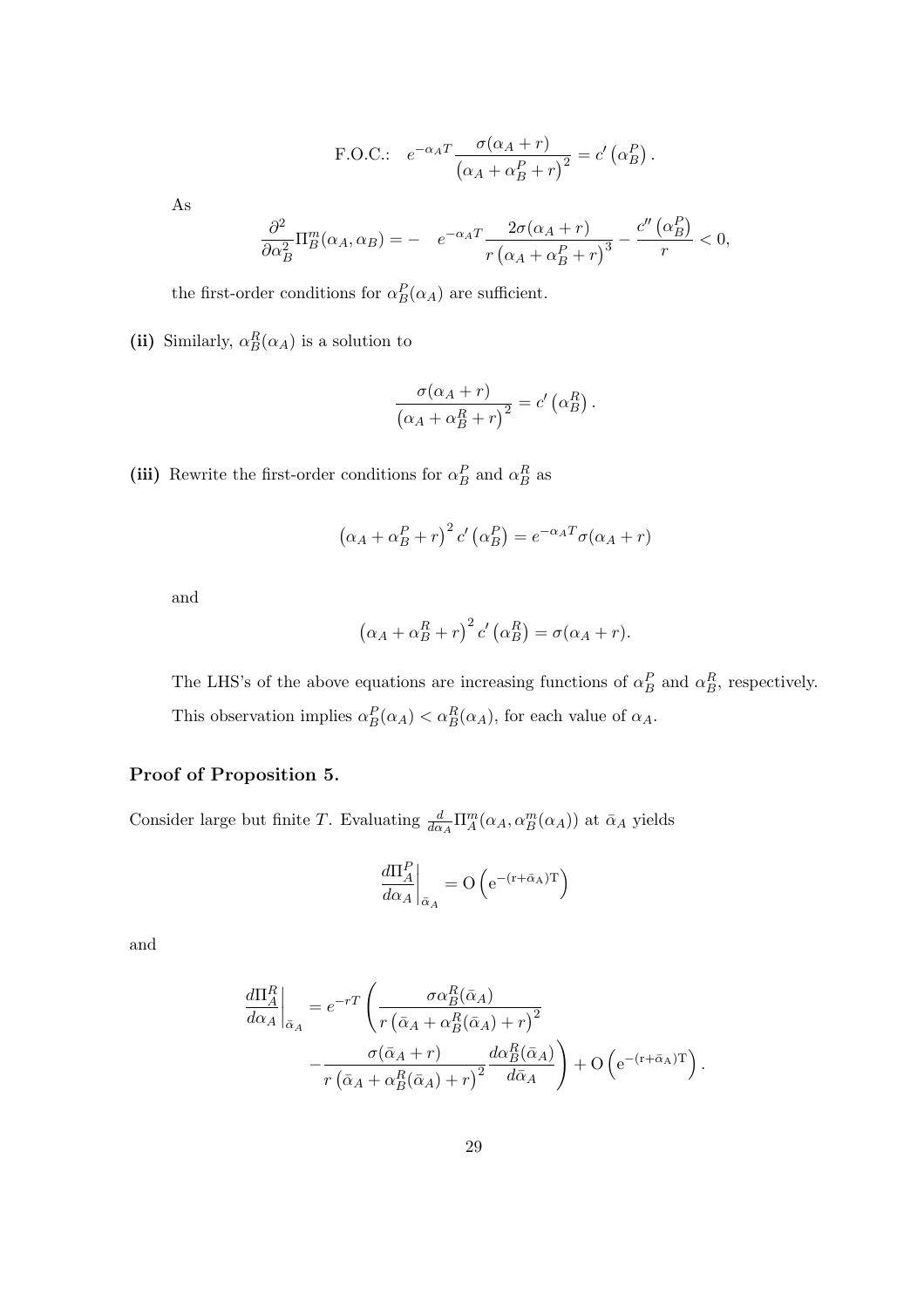$$\text{F.O.C.:} \quad e^{-\alpha_A T} \frac{\sigma(\alpha_A + r)}{\left(\alpha_A + \alpha_B^P + r\right)^2} = c'\left(\alpha_B^P\right).$$

As

$$\frac{\partial^2}{\partial \alpha_B^2} \Pi_B^m(\alpha_A, \alpha_B) = - \quad e^{-\alpha_A T} \frac{2\sigma(\alpha_A + r)}{r\left(\alpha_A + \alpha_B^P + r\right)^3} - \frac{c''\left(\alpha_B^P\right)}{r} < 0,$$

the first-order conditions for $\alpha_B^P(\alpha_A)$ are sufficient.

**(ii)** Similarly, $\alpha_B^R(\alpha_A)$ is a solution to

$$\frac{\sigma(\alpha_A + r)}{\left(\alpha_A + \alpha_B^R + r\right)^2} = c'\left(\alpha_B^R\right).$$

**(iii)** Rewrite the first-order conditions for $\alpha_B^P$ and $\alpha_B^R$ as

$$\left(\alpha_A + \alpha_B^P + r\right)^2 c'\left(\alpha_B^P\right) = e^{-\alpha_A T} \sigma(\alpha_A + r)$$

and

$$\left(\alpha_A + \alpha_B^R + r\right)^2 c'\left(\alpha_B^R\right) = \sigma(\alpha_A + r).$$

The LHS's of the above equations are increasing functions of $\alpha_B^P$ and $\alpha_B^R$, respectively. This observation implies $\alpha_B^P(\alpha_A) < \alpha_B^R(\alpha_A)$, for each value of $\alpha_A$.

### Proof of Proposition 5.

Consider large but finite $T$. Evaluating $\frac{d}{d\alpha_A}\Pi_A^m(\alpha_A, \alpha_B^m(\alpha_A))$ at $\bar{\alpha}_A$ yields

$$\left.\frac{d\Pi_A^P}{d\alpha_A}\right|_{\bar{\alpha}_A} = \mathrm{O}\left(\mathrm{e}^{-(\mathrm{r}+\bar{\alpha}_\mathrm{A})\mathrm{T}}\right)$$

and

$$\left.\frac{d\Pi_A^R}{d\alpha_A}\right|_{\bar{\alpha}_A} = e^{-rT}\left(\frac{\sigma\alpha_B^R(\bar{\alpha}_A)}{r\left(\bar{\alpha}_A + \alpha_B^R(\bar{\alpha}_A) + r\right)^2} - \frac{\sigma(\bar{\alpha}_A + r)}{r\left(\bar{\alpha}_A + \alpha_B^R(\bar{\alpha}_A) + r\right)^2}\frac{d\alpha_B^R(\bar{\alpha}_A)}{d\bar{\alpha}_A}\right) + \mathrm{O}\left(\mathrm{e}^{-(\mathrm{r}+\bar{\alpha}_\mathrm{A})\mathrm{T}}\right).$$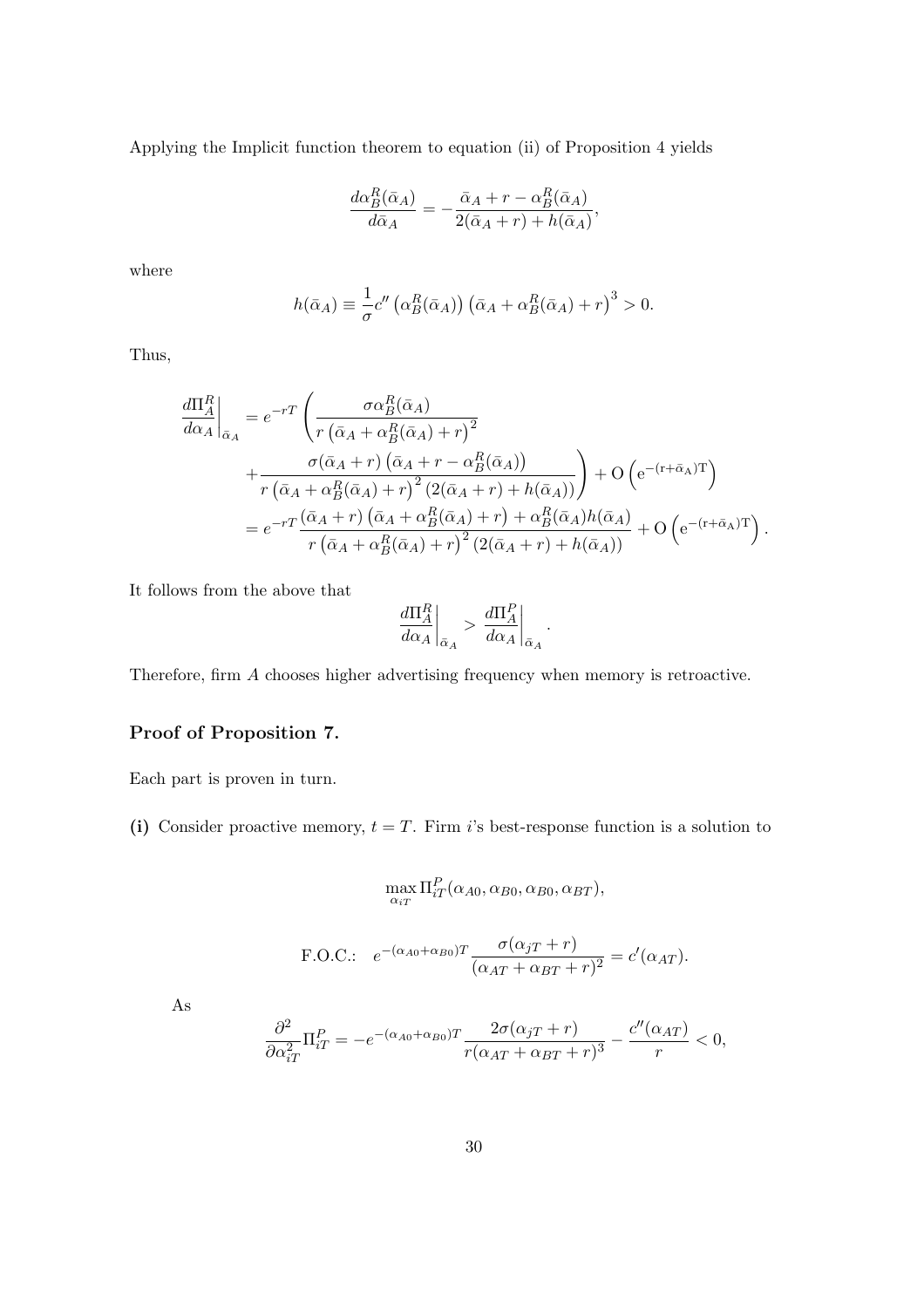Applying the Implicit function theorem to equation (ii) of Proposition 4 yields

$$\frac{d\alpha_B^R(\bar{\alpha}_A)}{d\bar{\alpha}_A} = -\frac{\bar{\alpha}_A + r - \alpha_B^R(\bar{\alpha}_A)}{2(\bar{\alpha}_A + r) + h(\bar{\alpha}_A)},$$

where

$$h(\bar{\alpha}_A) \equiv \frac{1}{\sigma} c''\left(\alpha_B^R(\bar{\alpha}_A)\right)\left(\bar{\alpha}_A + \alpha_B^R(\bar{\alpha}_A) + r\right)^3 > 0.$$

Thus,

$$\begin{aligned}
\left.\frac{d\Pi_A^R}{d\alpha_A}\right|_{\bar{\alpha}_A} &= e^{-rT}\left(\frac{\sigma\alpha_B^R(\bar{\alpha}_A)}{r\left(\bar{\alpha}_A + \alpha_B^R(\bar{\alpha}_A) + r\right)^2}\right. \\
&\quad \left. + \frac{\sigma(\bar{\alpha}_A + r)\left(\bar{\alpha}_A + r - \alpha_B^R(\bar{\alpha}_A)\right)}{r\left(\bar{\alpha}_A + \alpha_B^R(\bar{\alpha}_A) + r\right)^2\left(2(\bar{\alpha}_A + r) + h(\bar{\alpha}_A)\right)}\right) + \mathrm{O}\left(\mathrm{e}^{-(\mathrm{r}+\bar{\alpha}_\mathrm{A})\mathrm{T}}\right) \\
&= e^{-rT}\frac{(\bar{\alpha}_A + r)\left(\bar{\alpha}_A + \alpha_B^R(\bar{\alpha}_A) + r\right) + \alpha_B^R(\bar{\alpha}_A)h(\bar{\alpha}_A)}{r\left(\bar{\alpha}_A + \alpha_B^R(\bar{\alpha}_A) + r\right)^2\left(2(\bar{\alpha}_A + r) + h(\bar{\alpha}_A)\right)} + \mathrm{O}\left(\mathrm{e}^{-(\mathrm{r}+\bar{\alpha}_\mathrm{A})\mathrm{T}}\right).
\end{aligned}$$

It follows from the above that

$$\left.\frac{d\Pi_A^R}{d\alpha_A}\right|_{\bar{\alpha}_A} > \left.\frac{d\Pi_A^P}{d\alpha_A}\right|_{\bar{\alpha}_A}.$$

Therefore, firm $A$ chooses higher advertising frequency when memory is retroactive.

### Proof of Proposition 7.

Each part is proven in turn.

**(i)** Consider proactive memory, $t = T$. Firm $i$'s best-response function is a solution to

$$\max_{\alpha_{iT}} \Pi_{iT}^P(\alpha_{A0}, \alpha_{B0}, \alpha_{B0}, \alpha_{BT}),$$

$$\text{F.O.C.:} \quad e^{-(\alpha_{A0}+\alpha_{B0})T}\frac{\sigma(\alpha_{jT} + r)}{(\alpha_{AT} + \alpha_{BT} + r)^2} = c'(\alpha_{AT}).$$

As

$$\frac{\partial^2}{\partial \alpha_{iT}^2}\Pi_{iT}^P = -e^{-(\alpha_{A0}+\alpha_{B0})T}\frac{2\sigma(\alpha_{jT} + r)}{r(\alpha_{AT} + \alpha_{BT} + r)^3} - \frac{c''(\alpha_{AT})}{r} < 0,$$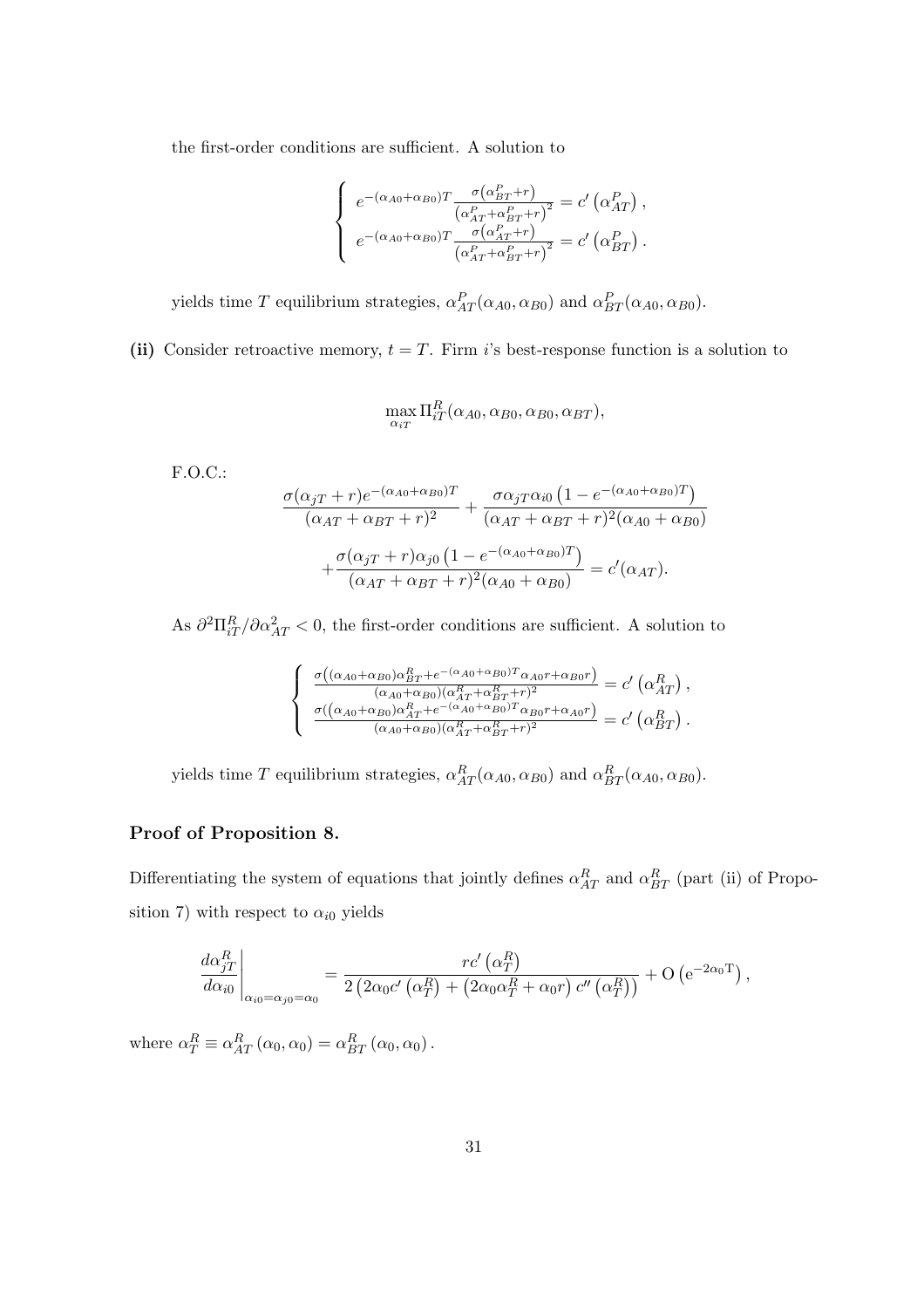the first-order conditions are sufficient. A solution to

$$
\begin{cases}
e^{-(\alpha_{A0}+\alpha_{B0})T} \frac{\sigma\left(\alpha_{BT}^{P}+r\right)}{\left(\alpha_{AT}^{P}+\alpha_{BT}^{P}+r\right)^{2}} = c'\left(\alpha_{AT}^{P}\right), \\
e^{-(\alpha_{A0}+\alpha_{B0})T} \frac{\sigma\left(\alpha_{AT}^{P}+r\right)}{\left(\alpha_{AT}^{P}+\alpha_{BT}^{P}+r\right)^{2}} = c'\left(\alpha_{BT}^{P}\right).
\end{cases}
$$

yields time $T$ equilibrium strategies, $\alpha_{AT}^{P}(\alpha_{A0}, \alpha_{B0})$ and $\alpha_{BT}^{P}(\alpha_{A0}, \alpha_{B0})$.

**(ii)** Consider retroactive memory, $t = T$. Firm $i$'s best-response function is a solution to

$$
\max_{\alpha_{iT}} \Pi_{iT}^{R}(\alpha_{A0}, \alpha_{B0}, \alpha_{B0}, \alpha_{BT}),
$$

F.O.C.:

$$
\frac{\sigma(\alpha_{jT}+r)e^{-(\alpha_{A0}+\alpha_{B0})T}}{(\alpha_{AT}+\alpha_{BT}+r)^{2}} + \frac{\sigma\alpha_{jT}\alpha_{i0}\left(1-e^{-(\alpha_{A0}+\alpha_{B0})T}\right)}{(\alpha_{AT}+\alpha_{BT}+r)^{2}(\alpha_{A0}+\alpha_{B0})}
$$

$$
+\frac{\sigma(\alpha_{jT}+r)\alpha_{j0}\left(1-e^{-(\alpha_{A0}+\alpha_{B0})T}\right)}{(\alpha_{AT}+\alpha_{BT}+r)^{2}(\alpha_{A0}+\alpha_{B0})} = c'(\alpha_{AT}).
$$

As $\partial^{2}\Pi_{iT}^{R}/\partial\alpha_{AT}^{2} < 0$, the first-order conditions are sufficient. A solution to

$$
\begin{cases}
\frac{\sigma\left((\alpha_{A0}+\alpha_{B0})\alpha_{BT}^{R}+e^{-(\alpha_{A0}+\alpha_{B0})T}\alpha_{A0}r+\alpha_{B0}r\right)}{(\alpha_{A0}+\alpha_{B0})(\alpha_{AT}^{R}+\alpha_{BT}^{R}+r)^{2}} = c'\left(\alpha_{AT}^{R}\right), \\
\frac{\sigma\left((\alpha_{A0}+\alpha_{B0})\alpha_{AT}^{R}+e^{-(\alpha_{A0}+\alpha_{B0})T}\alpha_{B0}r+\alpha_{A0}r\right)}{(\alpha_{A0}+\alpha_{B0})(\alpha_{AT}^{R}+\alpha_{BT}^{R}+r)^{2}} = c'\left(\alpha_{BT}^{R}\right).
\end{cases}
$$

yields time $T$ equilibrium strategies, $\alpha_{AT}^{R}(\alpha_{A0}, \alpha_{B0})$ and $\alpha_{BT}^{R}(\alpha_{A0}, \alpha_{B0})$.

## Proof of Proposition 8.

Differentiating the system of equations that jointly defines $\alpha_{AT}^{R}$ and $\alpha_{BT}^{R}$ (part (ii) of Proposition 7) with respect to $\alpha_{i0}$ yields

$$
\left.\frac{d\alpha_{jT}^{R}}{d\alpha_{i0}}\right|_{\alpha_{i0}=\alpha_{j0}=\alpha_{0}} = \frac{rc'\left(\alpha_{T}^{R}\right)}{2\left(2\alpha_{0}c'\left(\alpha_{T}^{R}\right)+\left(2\alpha_{0}\alpha_{T}^{R}+\alpha_{0}r\right)c''\left(\alpha_{T}^{R}\right)\right)} + \mathrm{O}\left(\mathrm{e}^{-2\alpha_{0}\mathrm{T}}\right),
$$

where $\alpha_{T}^{R} \equiv \alpha_{AT}^{R}\left(\alpha_{0}, \alpha_{0}\right) = \alpha_{BT}^{R}\left(\alpha_{0}, \alpha_{0}\right).$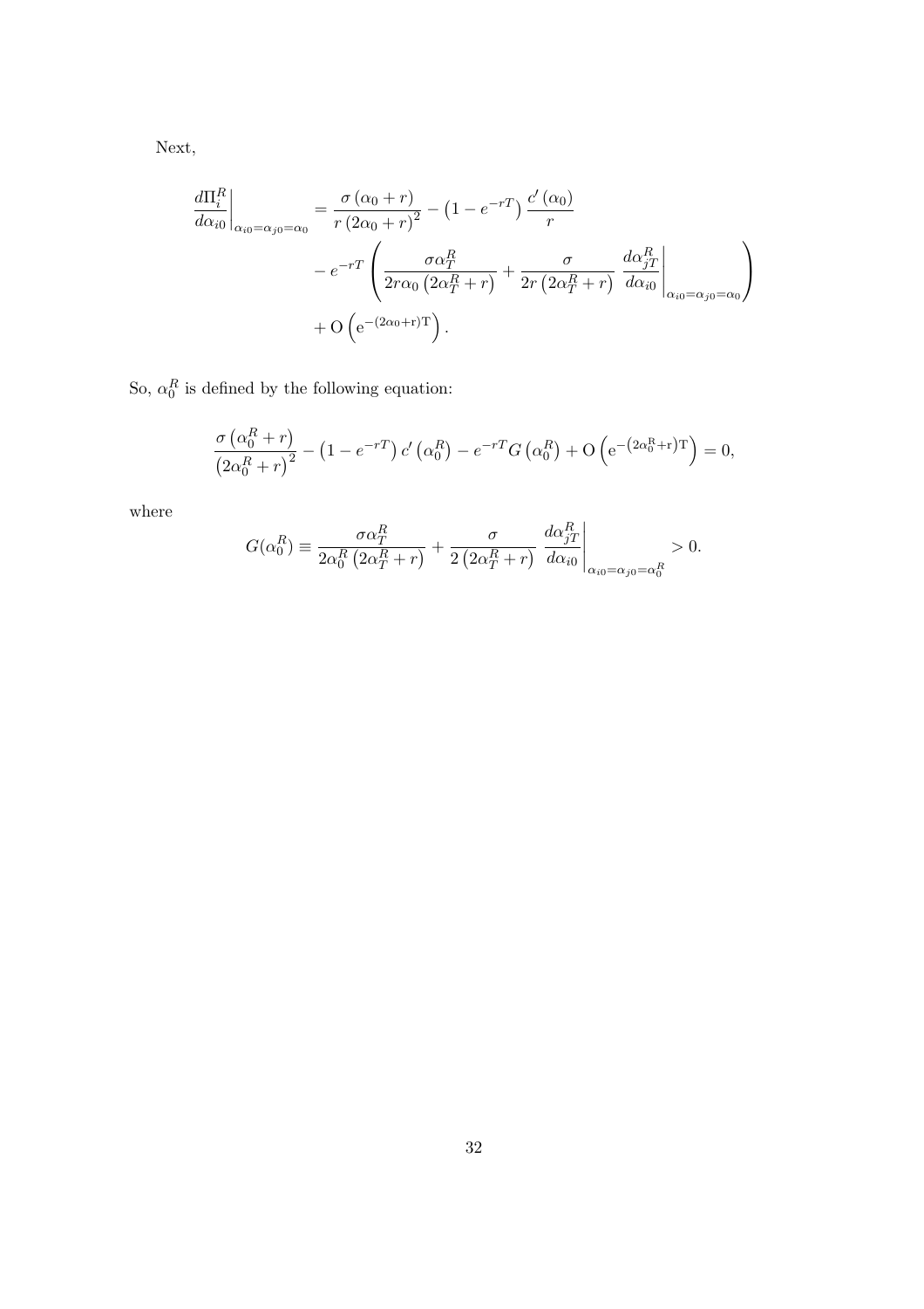Next,

$$
\begin{aligned}
\left.\frac{d\Pi_i^R}{d\alpha_{i0}}\right|_{\alpha_{i0}=\alpha_{j0}=\alpha_0} &= \frac{\sigma\left(\alpha_0+r\right)}{r\left(2\alpha_0+r\right)^2} - \left(1-e^{-rT}\right)\frac{c'\left(\alpha_0\right)}{r} \\
&\quad - e^{-rT}\left(\frac{\sigma\alpha_T^R}{2r\alpha_0\left(2\alpha_T^R+r\right)} + \frac{\sigma}{2r\left(2\alpha_T^R+r\right)}\left.\frac{d\alpha_{jT}^R}{d\alpha_{i0}}\right|_{\alpha_{i0}=\alpha_{j0}=\alpha_0}\right) \\
&\quad + \mathrm{O}\left(\mathrm{e}^{-(2\alpha_0+\mathrm{r})\mathrm{T}}\right).
\end{aligned}
$$

So, $\alpha_0^R$ is defined by the following equation:

$$
\frac{\sigma\left(\alpha_0^R+r\right)}{\left(2\alpha_0^R+r\right)^2} - \left(1-e^{-rT}\right)c'\left(\alpha_0^R\right) - e^{-rT}G\left(\alpha_0^R\right) + \mathrm{O}\left(\mathrm{e}^{-\left(2\alpha_0^R+\mathrm{r}\right)\mathrm{T}}\right) = 0,
$$

where

$$
G(\alpha_0^R) \equiv \frac{\sigma\alpha_T^R}{2\alpha_0^R\left(2\alpha_T^R+r\right)} + \frac{\sigma}{2\left(2\alpha_T^R+r\right)}\left.\frac{d\alpha_{jT}^R}{d\alpha_{i0}}\right|_{\alpha_{i0}=\alpha_{j0}=\alpha_0^R} > 0.
$$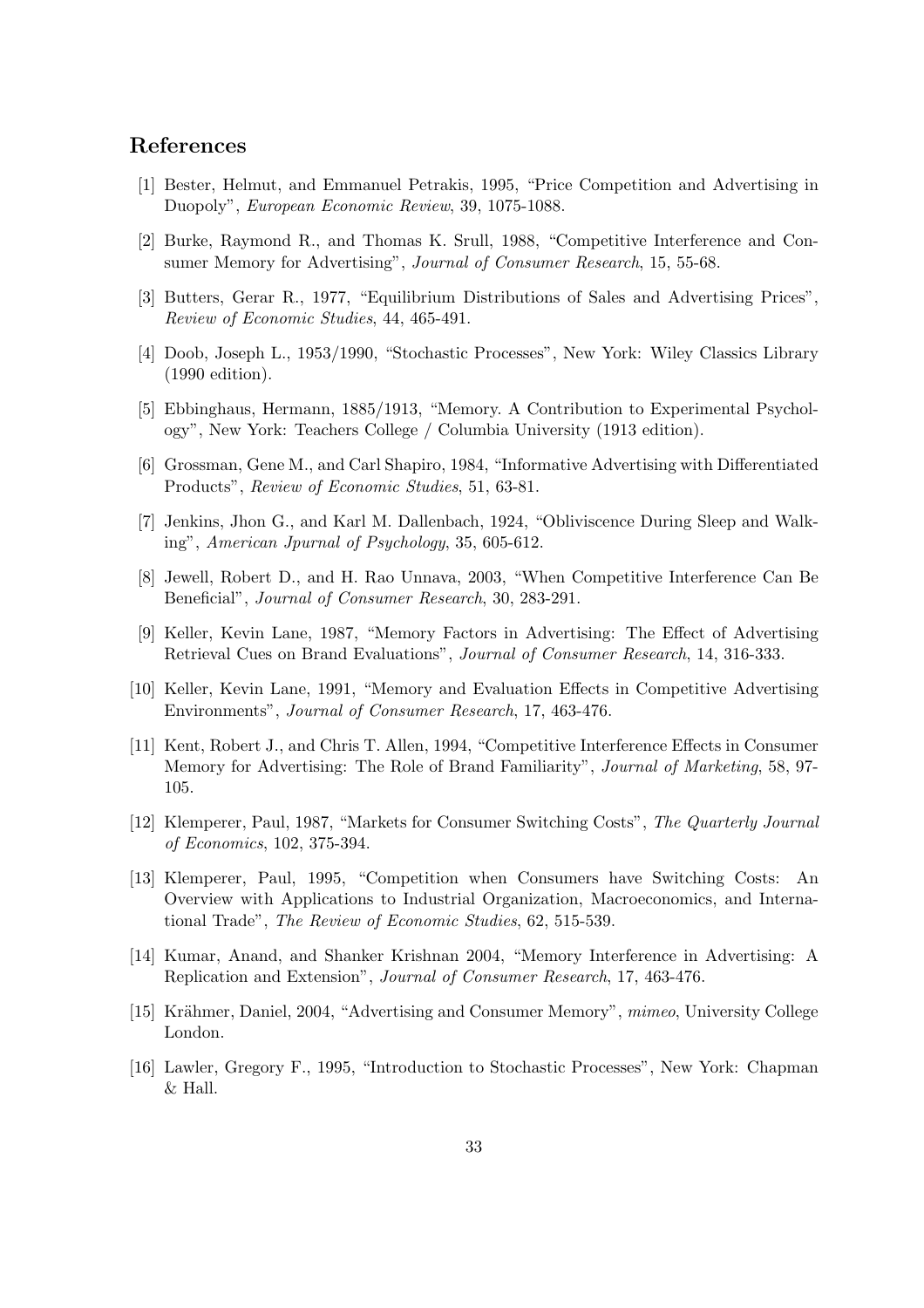## References

[1] Bester, Helmut, and Emmanuel Petrakis, 1995, "Price Competition and Advertising in Duopoly", *European Economic Review*, 39, 1075-1088.

[2] Burke, Raymond R., and Thomas K. Srull, 1988, "Competitive Interference and Consumer Memory for Advertising", *Journal of Consumer Research*, 15, 55-68.

[3] Butters, Gerar R., 1977, "Equilibrium Distributions of Sales and Advertising Prices", *Review of Economic Studies*, 44, 465-491.

[4] Doob, Joseph L., 1953/1990, "Stochastic Processes", New York: Wiley Classics Library (1990 edition).

[5] Ebbinghaus, Hermann, 1885/1913, "Memory. A Contribution to Experimental Psychology", New York: Teachers College / Columbia University (1913 edition).

[6] Grossman, Gene M., and Carl Shapiro, 1984, "Informative Advertising with Differentiated Products", *Review of Economic Studies*, 51, 63-81.

[7] Jenkins, Jhon G., and Karl M. Dallenbach, 1924, "Obliviscence During Sleep and Walking", *American Jpurnal of Psychology*, 35, 605-612.

[8] Jewell, Robert D., and H. Rao Unnava, 2003, "When Competitive Interference Can Be Beneficial", *Journal of Consumer Research*, 30, 283-291.

[9] Keller, Kevin Lane, 1987, "Memory Factors in Advertising: The Effect of Advertising Retrieval Cues on Brand Evaluations", *Journal of Consumer Research*, 14, 316-333.

[10] Keller, Kevin Lane, 1991, "Memory and Evaluation Effects in Competitive Advertising Environments", *Journal of Consumer Research*, 17, 463-476.

[11] Kent, Robert J., and Chris T. Allen, 1994, "Competitive Interference Effects in Consumer Memory for Advertising: The Role of Brand Familiarity", *Journal of Marketing*, 58, 97-105.

[12] Klemperer, Paul, 1987, "Markets for Consumer Switching Costs", *The Quarterly Journal of Economics*, 102, 375-394.

[13] Klemperer, Paul, 1995, "Competition when Consumers have Switching Costs: An Overview with Applications to Industrial Organization, Macroeconomics, and International Trade", *The Review of Economic Studies*, 62, 515-539.

[14] Kumar, Anand, and Shanker Krishnan 2004, "Memory Interference in Advertising: A Replication and Extension", *Journal of Consumer Research*, 17, 463-476.

[15] Krähmer, Daniel, 2004, "Advertising and Consumer Memory", *mimeo*, University College London.

[16] Lawler, Gregory F., 1995, "Introduction to Stochastic Processes", New York: Chapman & Hall.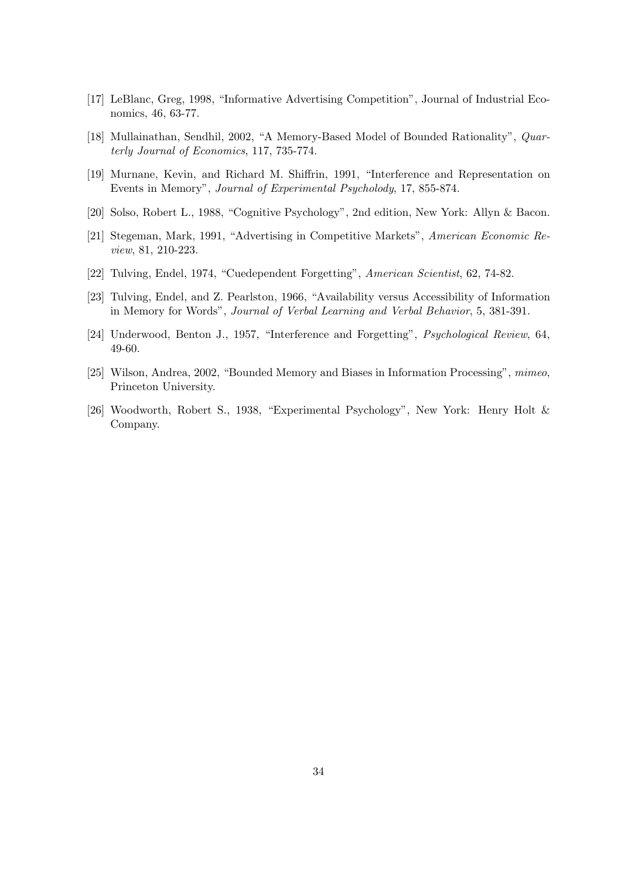[17] LeBlanc, Greg, 1998, "Informative Advertising Competition", Journal of Industrial Economics, 46, 63-77.

[18] Mullainathan, Sendhil, 2002, "A Memory-Based Model of Bounded Rationality", *Quarterly Journal of Economics*, 117, 735-774.

[19] Murnane, Kevin, and Richard M. Shiffrin, 1991, "Interference and Representation on Events in Memory", *Journal of Experimental Psycholody*, 17, 855-874.

[20] Solso, Robert L., 1988, "Cognitive Psychology", 2nd edition, New York: Allyn & Bacon.

[21] Stegeman, Mark, 1991, "Advertising in Competitive Markets", *American Economic Review*, 81, 210-223.

[22] Tulving, Endel, 1974, "Cuedependent Forgetting", *American Scientist*, 62, 74-82.

[23] Tulving, Endel, and Z. Pearlston, 1966, "Availability versus Accessibility of Information in Memory for Words", *Journal of Verbal Learning and Verbal Behavior*, 5, 381-391.

[24] Underwood, Benton J., 1957, "Interference and Forgetting", *Psychological Review*, 64, 49-60.

[25] Wilson, Andrea, 2002, "Bounded Memory and Biases in Information Processing", *mimeo*, Princeton University.

[26] Woodworth, Robert S., 1938, "Experimental Psychology", New York: Henry Holt & Company.